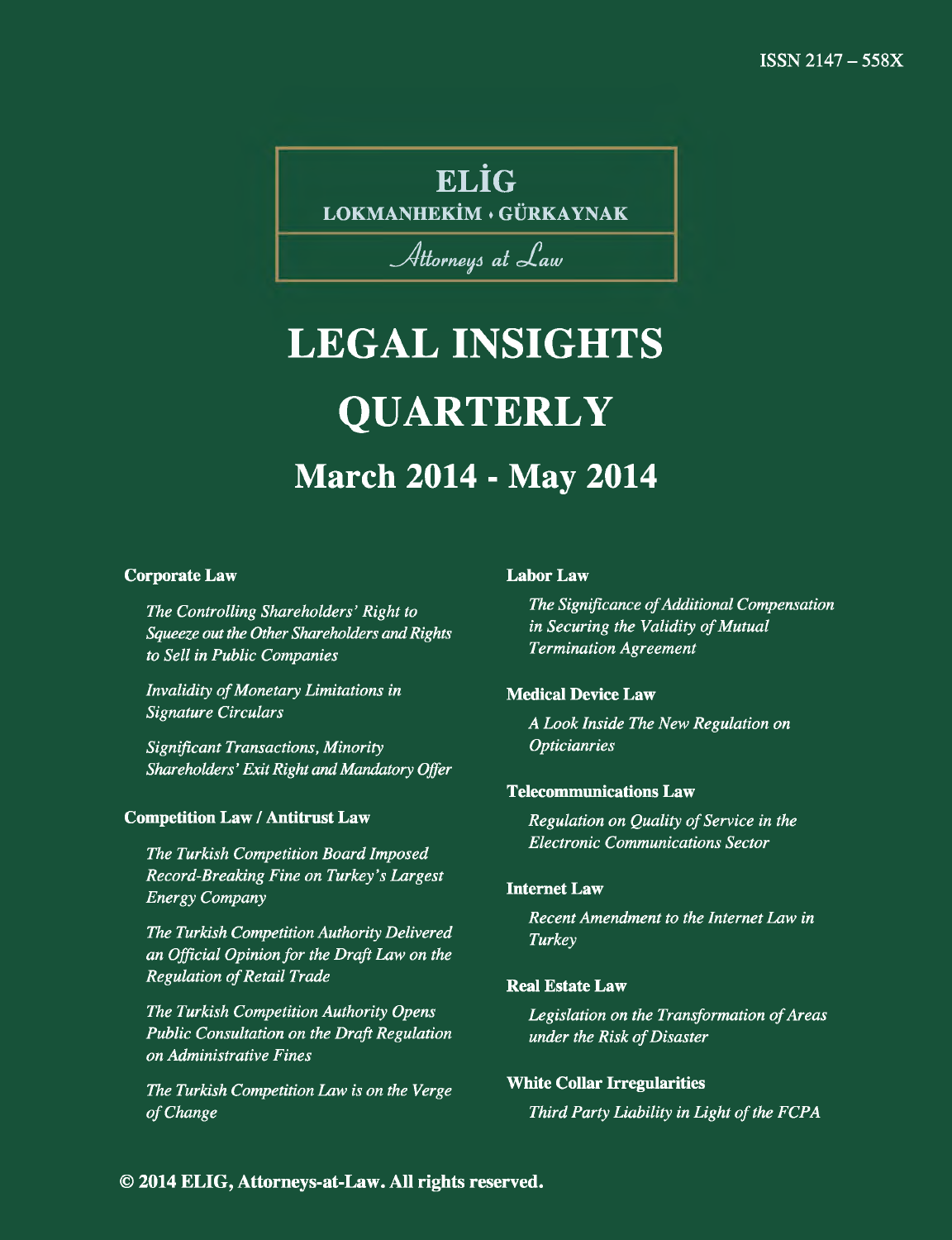ISSN 2147 – 558X

**ELİG**

**LOKMANHEKİM • GÜRKAYNAK**

*Attorneys at Law*

# LEGAL INSIGHTS QUARTERLY

## March 2014 - May 2014

**Corporate Law**

*The Controlling Shareholders' Right to Squeeze out the Other Shareholders and Rights to Sell in Public Companies*

*Invalidity of Monetary Limitations in Signature Circulars*

*Significant Transactions, Minority Shareholders' Exit Right and Mandatory Offer*

**Competition Law / Antitrust Law**

*The Turkish Competition Board Imposed Record-Breaking Fine on Turkey's Largest Energy Company*

*The Turkish Competition Authority Delivered an Official Opinion for the Draft Law on the Regulation of Retail Trade*

*The Turkish Competition Authority Opens Public Consultation on the Draft Regulation on Administrative Fines*

*The Turkish Competition Law is on the Verge of Change*

**Labor Law**

*The Significance of Additional Compensation in Securing the Validity of Mutual Termination Agreement*

**Medical Device Law**

*A Look Inside The New Regulation on Opticianries*

**Telecommunications Law**

*Regulation on Quality of Service in the Electronic Communications Sector*

**Internet Law**

*Recent Amendment to the Internet Law in Turkey*

**Real Estate Law**

*Legislation on the Transformation of Areas under the Risk of Disaster*

**White Collar Irregularities**

*Third Party Liability in Light of the FCPA*

**© 2014 ELIG, Attorneys-at-Law. All rights reserved.**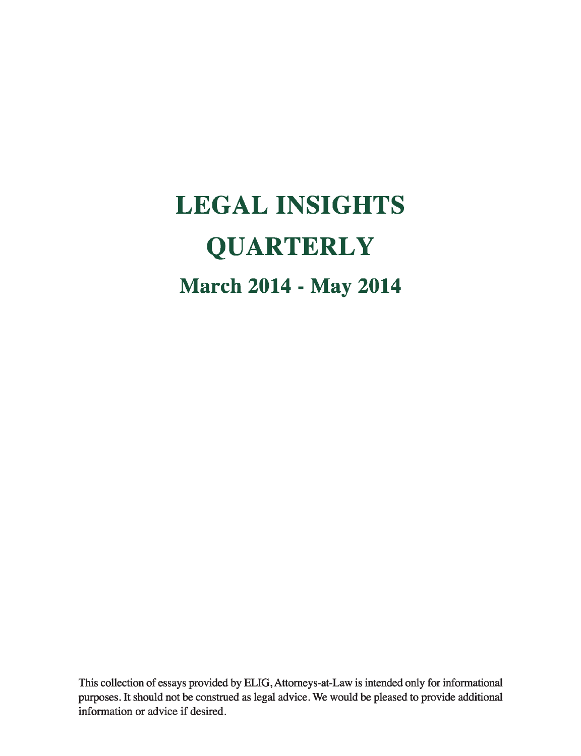# LEGAL INSIGHTS QUARTERLY

## March 2014 - May 2014

This collection of essays provided by ELIG, Attorneys-at-Law is intended only for informational purposes. It should not be construed as legal advice. We would be pleased to provide additional information or advice if desired.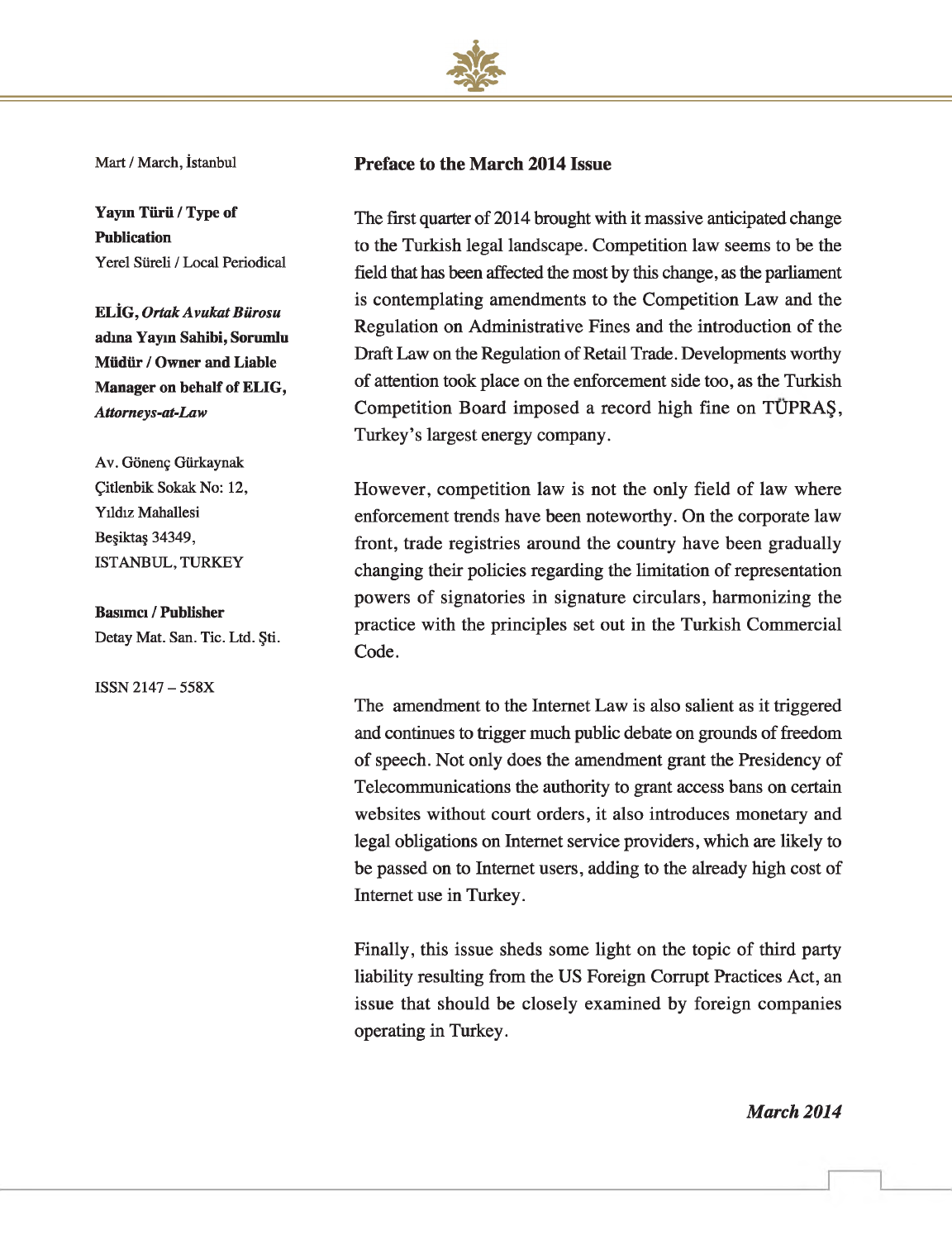Mart / March, İstanbul

**Yayın Türü / Type of Publication**
Yerel Süreli / Local Periodical

**ELİG, *Ortak Avukat Bürosu* adına Yayın Sahibi, Sorumlu Müdür / Owner and Liable Manager on behalf of ELIG, *Attorneys-at-Law***

Av. Gönenç Gürkaynak
Çitlenbik Sokak No: 12,
Yıldız Mahallesi
Beşiktaş 34349,
ISTANBUL, TURKEY

**Basımcı / Publisher**
Detay Mat. San. Tic. Ltd. Şti.

ISSN 2147 – 558X

## Preface to the March 2014 Issue

The first quarter of 2014 brought with it massive anticipated change to the Turkish legal landscape. Competition law seems to be the field that has been affected the most by this change, as the parliament is contemplating amendments to the Competition Law and the Regulation on Administrative Fines and the introduction of the Draft Law on the Regulation of Retail Trade. Developments worthy of attention took place on the enforcement side too, as the Turkish Competition Board imposed a record high fine on TÜPRAŞ, Turkey's largest energy company.

However, competition law is not the only field of law where enforcement trends have been noteworthy. On the corporate law front, trade registries around the country have been gradually changing their policies regarding the limitation of representation powers of signatories in signature circulars, harmonizing the practice with the principles set out in the Turkish Commercial Code.

The amendment to the Internet Law is also salient as it triggered and continues to trigger much public debate on grounds of freedom of speech. Not only does the amendment grant the Presidency of Telecommunications the authority to grant access bans on certain websites without court orders, it also introduces monetary and legal obligations on Internet service providers, which are likely to be passed on to Internet users, adding to the already high cost of Internet use in Turkey.

Finally, this issue sheds some light on the topic of third party liability resulting from the US Foreign Corrupt Practices Act, an issue that should be closely examined by foreign companies operating in Turkey.

***March 2014***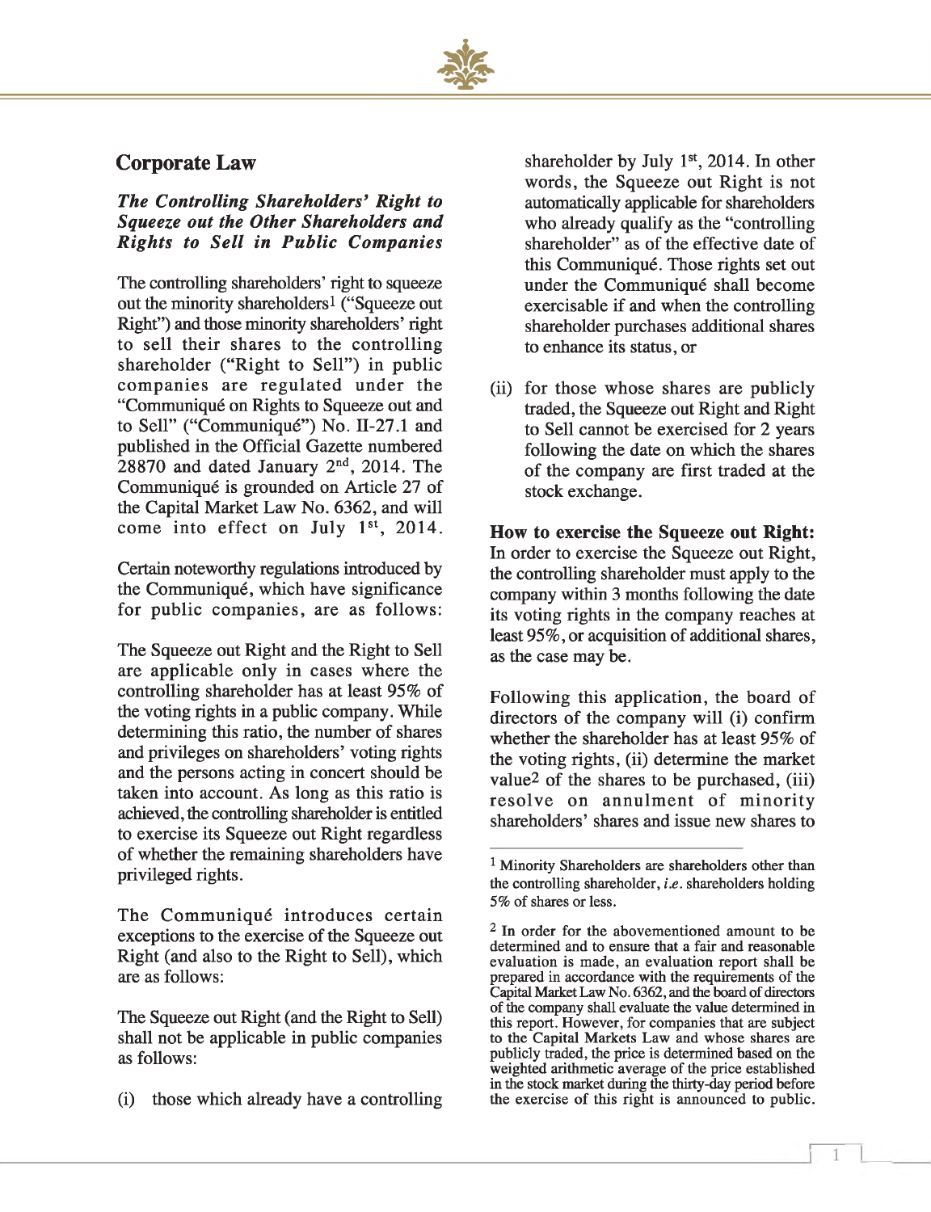## Corporate Law

### *The Controlling Shareholders' Right to Squeeze out the Other Shareholders and Rights to Sell in Public Companies*

The controlling shareholders' right to squeeze out the minority shareholders[1] ("Squeeze out Right") and those minority shareholders' right to sell their shares to the controlling shareholder ("Right to Sell") in public companies are regulated under the "Communiqué on Rights to Squeeze out and to Sell" ("Communiqué") No. II-27.1 and published in the Official Gazette numbered 28870 and dated January 2nd, 2014. The Communiqué is grounded on Article 27 of the Capital Market Law No. 6362, and will come into effect on July 1st, 2014.

Certain noteworthy regulations introduced by the Communiqué, which have significance for public companies, are as follows:

The Squeeze out Right and the Right to Sell are applicable only in cases where the controlling shareholder has at least 95% of the voting rights in a public company. While determining this ratio, the number of shares and privileges on shareholders' voting rights and the persons acting in concert should be taken into account. As long as this ratio is achieved, the controlling shareholder is entitled to exercise its Squeeze out Right regardless of whether the remaining shareholders have privileged rights.

The Communiqué introduces certain exceptions to the exercise of the Squeeze out Right (and also to the Right to Sell), which are as follows:

The Squeeze out Right (and the Right to Sell) shall not be applicable in public companies as follows:

(i) those which already have a controlling shareholder by July 1st, 2014. In other words, the Squeeze out Right is not automatically applicable for shareholders who already qualify as the "controlling shareholder" as of the effective date of this Communiqué. Those rights set out under the Communiqué shall become exercisable if and when the controlling shareholder purchases additional shares to enhance its status, or

(ii) for those whose shares are publicly traded, the Squeeze out Right and Right to Sell cannot be exercised for 2 years following the date on which the shares of the company are first traded at the stock exchange.

**How to exercise the Squeeze out Right:** In order to exercise the Squeeze out Right, the controlling shareholder must apply to the company within 3 months following the date its voting rights in the company reaches at least 95%, or acquisition of additional shares, as the case may be.

Following this application, the board of directors of the company will (i) confirm whether the shareholder has at least 95% of the voting rights, (ii) determine the market value[2] of the shares to be purchased, (iii) resolve on annulment of minority shareholders' shares and issue new shares to

---

[1] Minority Shareholders are shareholders other than the controlling shareholder, *i.e.* shareholders holding 5% of shares or less.

[2] In order for the abovementioned amount to be determined and to ensure that a fair and reasonable evaluation is made, an evaluation report shall be prepared in accordance with the requirements of the Capital Market Law No. 6362, and the board of directors of the company shall evaluate the value determined in this report. However, for companies that are subject to the Capital Markets Law and whose shares are publicly traded, the price is determined based on the weighted arithmetic average of the price established in the stock market during the thirty-day period before the exercise of this right is announced to public.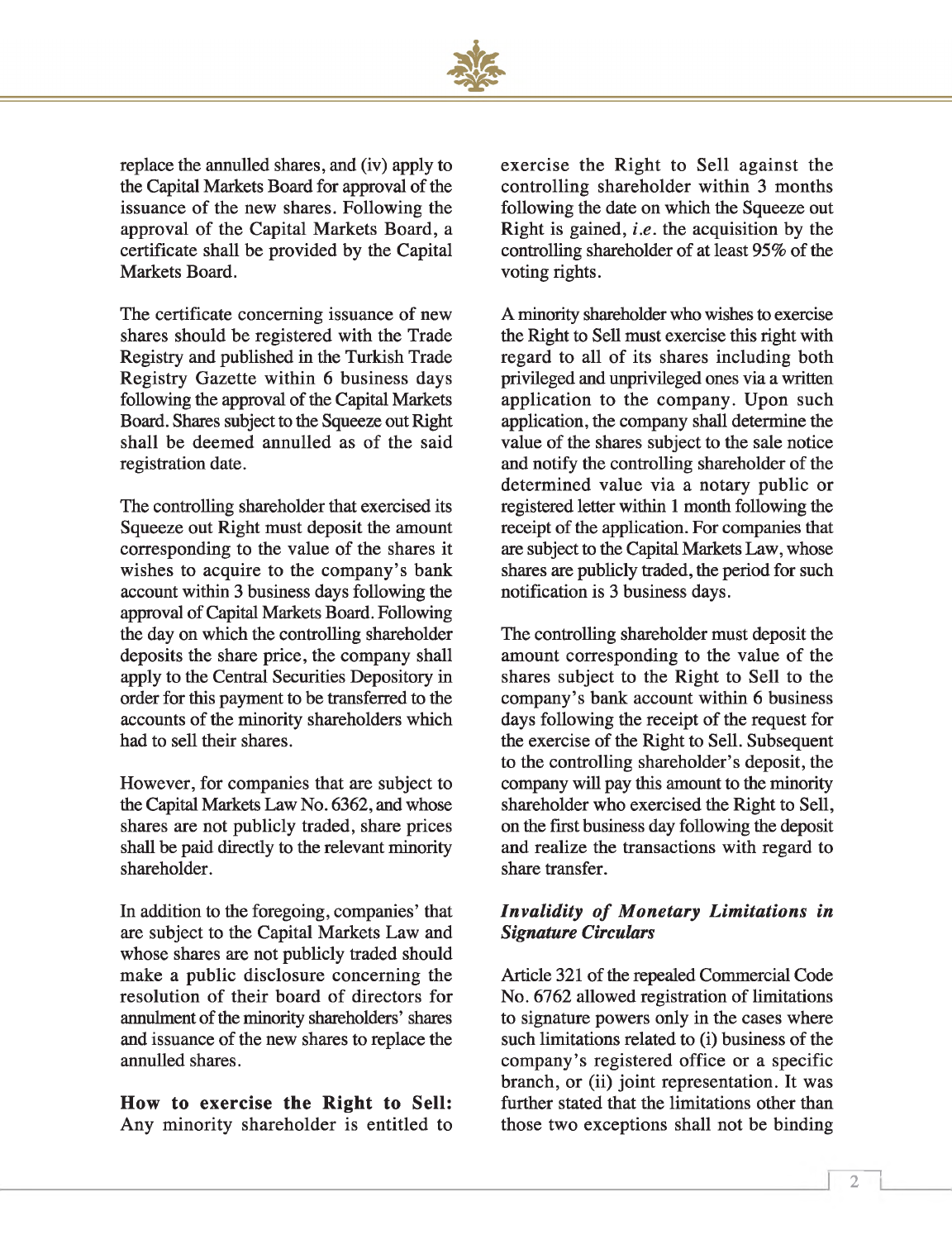replace the annulled shares, and (iv) apply to the Capital Markets Board for approval of the issuance of the new shares. Following the approval of the Capital Markets Board, a certificate shall be provided by the Capital Markets Board.

The certificate concerning issuance of new shares should be registered with the Trade Registry and published in the Turkish Trade Registry Gazette within 6 business days following the approval of the Capital Markets Board. Shares subject to the Squeeze out Right shall be deemed annulled as of the said registration date.

The controlling shareholder that exercised its Squeeze out Right must deposit the amount corresponding to the value of the shares it wishes to acquire to the company's bank account within 3 business days following the approval of Capital Markets Board. Following the day on which the controlling shareholder deposits the share price, the company shall apply to the Central Securities Depository in order for this payment to be transferred to the accounts of the minority shareholders which had to sell their shares.

However, for companies that are subject to the Capital Markets Law No. 6362, and whose shares are not publicly traded, share prices shall be paid directly to the relevant minority shareholder.

In addition to the foregoing, companies' that are subject to the Capital Markets Law and whose shares are not publicly traded should make a public disclosure concerning the resolution of their board of directors for annulment of the minority shareholders' shares and issuance of the new shares to replace the annulled shares.

**How to exercise the Right to Sell:** Any minority shareholder is entitled to exercise the Right to Sell against the controlling shareholder within 3 months following the date on which the Squeeze out Right is gained, *i.e.* the acquisition by the controlling shareholder of at least 95% of the voting rights.

A minority shareholder who wishes to exercise the Right to Sell must exercise this right with regard to all of its shares including both privileged and unprivileged ones via a written application to the company. Upon such application, the company shall determine the value of the shares subject to the sale notice and notify the controlling shareholder of the determined value via a notary public or registered letter within 1 month following the receipt of the application. For companies that are subject to the Capital Markets Law, whose shares are publicly traded, the period for such notification is 3 business days.

The controlling shareholder must deposit the amount corresponding to the value of the shares subject to the Right to Sell to the company's bank account within 6 business days following the receipt of the request for the exercise of the Right to Sell. Subsequent to the controlling shareholder's deposit, the company will pay this amount to the minority shareholder who exercised the Right to Sell, on the first business day following the deposit and realize the transactions with regard to share transfer.

### *Invalidity of Monetary Limitations in Signature Circulars*

Article 321 of the repealed Commercial Code No. 6762 allowed registration of limitations to signature powers only in the cases where such limitations related to (i) business of the company's registered office or a specific branch, or (ii) joint representation. It was further stated that the limitations other than those two exceptions shall not be binding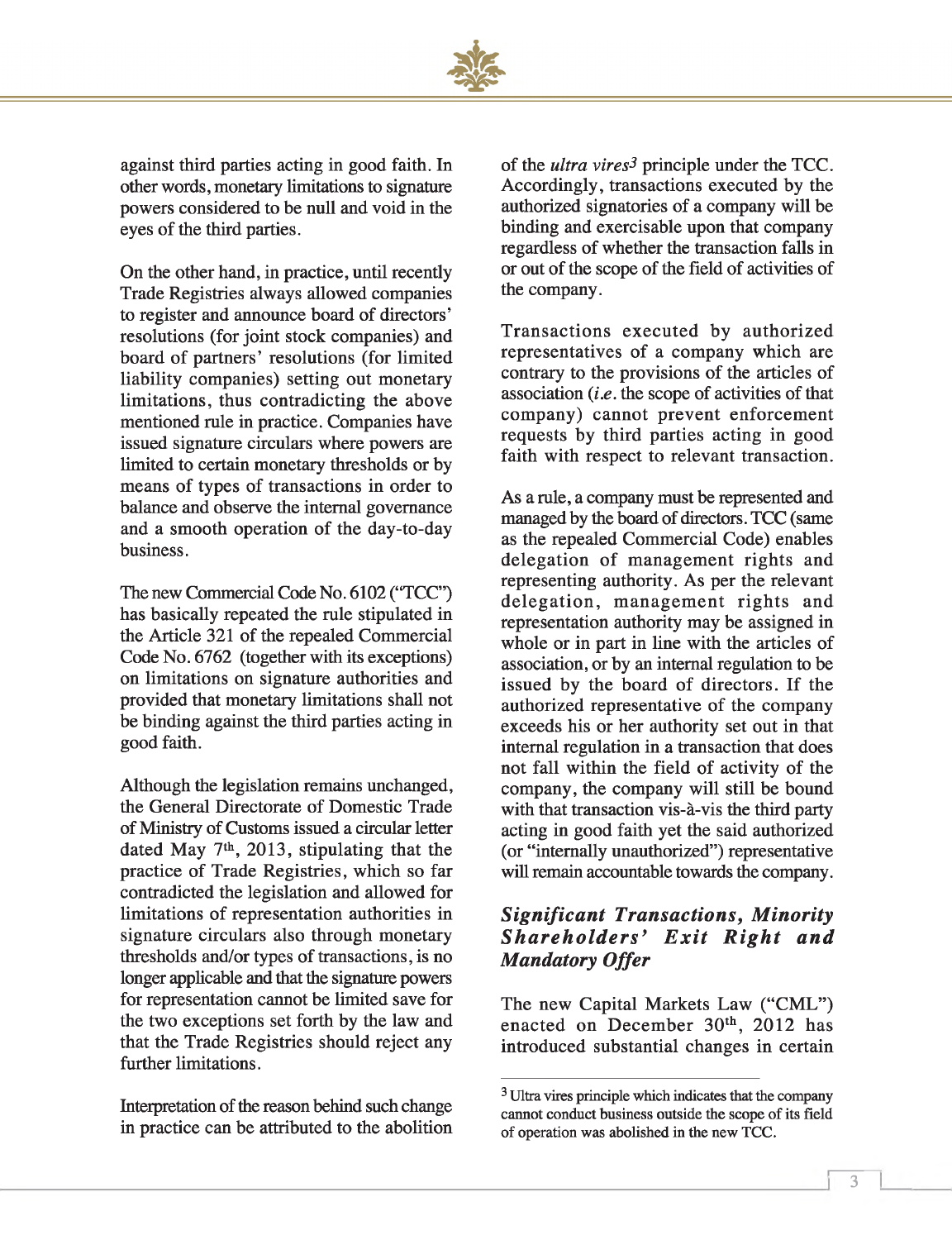against third parties acting in good faith. In other words, monetary limitations to signature powers considered to be null and void in the eyes of the third parties.

On the other hand, in practice, until recently Trade Registries always allowed companies to register and announce board of directors' resolutions (for joint stock companies) and board of partners' resolutions (for limited liability companies) setting out monetary limitations, thus contradicting the above mentioned rule in practice. Companies have issued signature circulars where powers are limited to certain monetary thresholds or by means of types of transactions in order to balance and observe the internal governance and a smooth operation of the day-to-day business.

The new Commercial Code No. 6102 ("TCC") has basically repeated the rule stipulated in the Article 321 of the repealed Commercial Code No. 6762 (together with its exceptions) on limitations on signature authorities and provided that monetary limitations shall not be binding against the third parties acting in good faith.

Although the legislation remains unchanged, the General Directorate of Domestic Trade of Ministry of Customs issued a circular letter dated May 7th, 2013, stipulating that the practice of Trade Registries, which so far contradicted the legislation and allowed for limitations of representation authorities in signature circulars also through monetary thresholds and/or types of transactions, is no longer applicable and that the signature powers for representation cannot be limited save for the two exceptions set forth by the law and that the Trade Registries should reject any further limitations.

Interpretation of the reason behind such change in practice can be attributed to the abolition of the *ultra vires*[3] principle under the TCC. Accordingly, transactions executed by the authorized signatories of a company will be binding and exercisable upon that company regardless of whether the transaction falls in or out of the scope of the field of activities of the company.

Transactions executed by authorized representatives of a company which are contrary to the provisions of the articles of association (*i.e.* the scope of activities of that company) cannot prevent enforcement requests by third parties acting in good faith with respect to relevant transaction.

As a rule, a company must be represented and managed by the board of directors. TCC (same as the repealed Commercial Code) enables delegation of management rights and representing authority. As per the relevant delegation, management rights and representation authority may be assigned in whole or in part in line with the articles of association, or by an internal regulation to be issued by the board of directors. If the authorized representative of the company exceeds his or her authority set out in that internal regulation in a transaction that does not fall within the field of activity of the company, the company will still be bound with that transaction vis-à-vis the third party acting in good faith yet the said authorized (or "internally unauthorized") representative will remain accountable towards the company.

### *Significant Transactions, Minority Shareholders' Exit Right and Mandatory Offer*

The new Capital Markets Law ("CML") enacted on December 30th, 2012 has introduced substantial changes in certain

[3] Ultra vires principle which indicates that the company cannot conduct business outside the scope of its field of operation was abolished in the new TCC.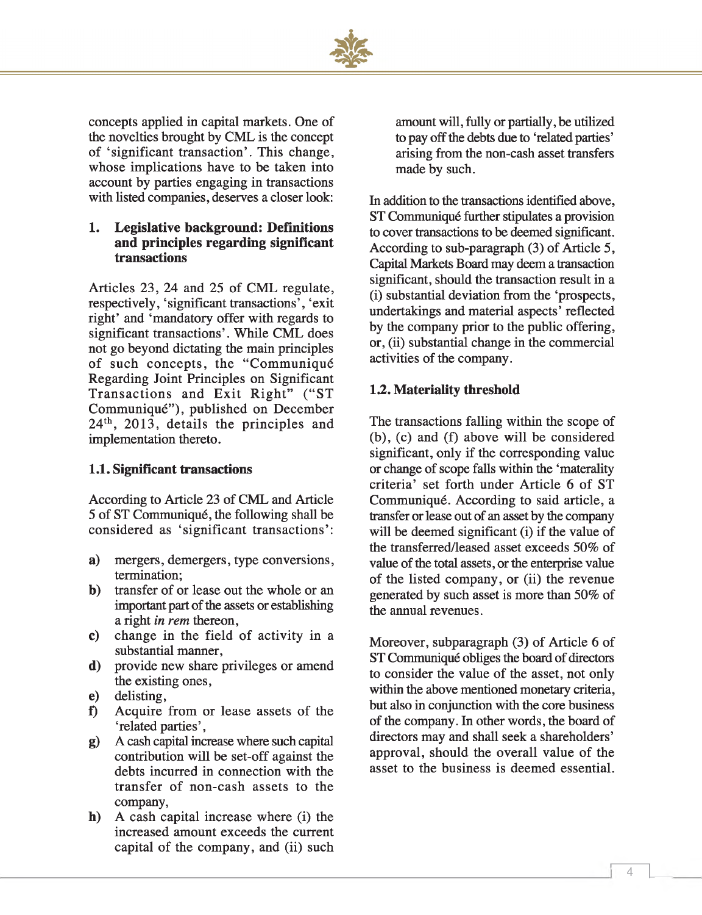concepts applied in capital markets. One of the novelties brought by CML is the concept of 'significant transaction'. This change, whose implications have to be taken into account by parties engaging in transactions with listed companies, deserves a closer look:

## 1. Legislative background: Definitions and principles regarding significant transactions

Articles 23, 24 and 25 of CML regulate, respectively, 'significant transactions', 'exit right' and 'mandatory offer with regards to significant transactions'. While CML does not go beyond dictating the main principles of such concepts, the "Communiqué Regarding Joint Principles on Significant Transactions and Exit Right" ("ST Communiqué"), published on December 24th, 2013, details the principles and implementation thereto.

### 1.1. Significant transactions

According to Article 23 of CML and Article 5 of ST Communiqué, the following shall be considered as 'significant transactions':

- **a)** mergers, demergers, type conversions, termination;
- **b)** transfer of or lease out the whole or an important part of the assets or establishing a right *in rem* thereon,
- **c)** change in the field of activity in a substantial manner,
- **d)** provide new share privileges or amend the existing ones,
- **e)** delisting,
- **f)** Acquire from or lease assets of the 'related parties',
- **g)** A cash capital increase where such capital contribution will be set-off against the debts incurred in connection with the transfer of non-cash assets to the company,
- **h)** A cash capital increase where (i) the increased amount exceeds the current capital of the company, and (ii) such amount will, fully or partially, be utilized to pay off the debts due to 'related parties' arising from the non-cash asset transfers made by such.

In addition to the transactions identified above, ST Communiqué further stipulates a provision to cover transactions to be deemed significant. According to sub-paragraph (3) of Article 5, Capital Markets Board may deem a transaction significant, should the transaction result in a (i) substantial deviation from the 'prospects, undertakings and material aspects' reflected by the company prior to the public offering, or, (ii) substantial change in the commercial activities of the company.

### 1.2. Materiality threshold

The transactions falling within the scope of (b), (c) and (f) above will be considered significant, only if the corresponding value or change of scope falls within the 'materality criteria' set forth under Article 6 of ST Communiqué. According to said article, a transfer or lease out of an asset by the company will be deemed significant (i) if the value of the transferred/leased asset exceeds 50% of value of the total assets, or the enterprise value of the listed company, or (ii) the revenue generated by such asset is more than 50% of the annual revenues.

Moreover, subparagraph (3) of Article 6 of ST Communiqué obliges the board of directors to consider the value of the asset, not only within the above mentioned monetary criteria, but also in conjunction with the core business of the company. In other words, the board of directors may and shall seek a shareholders' approval, should the overall value of the asset to the business is deemed essential.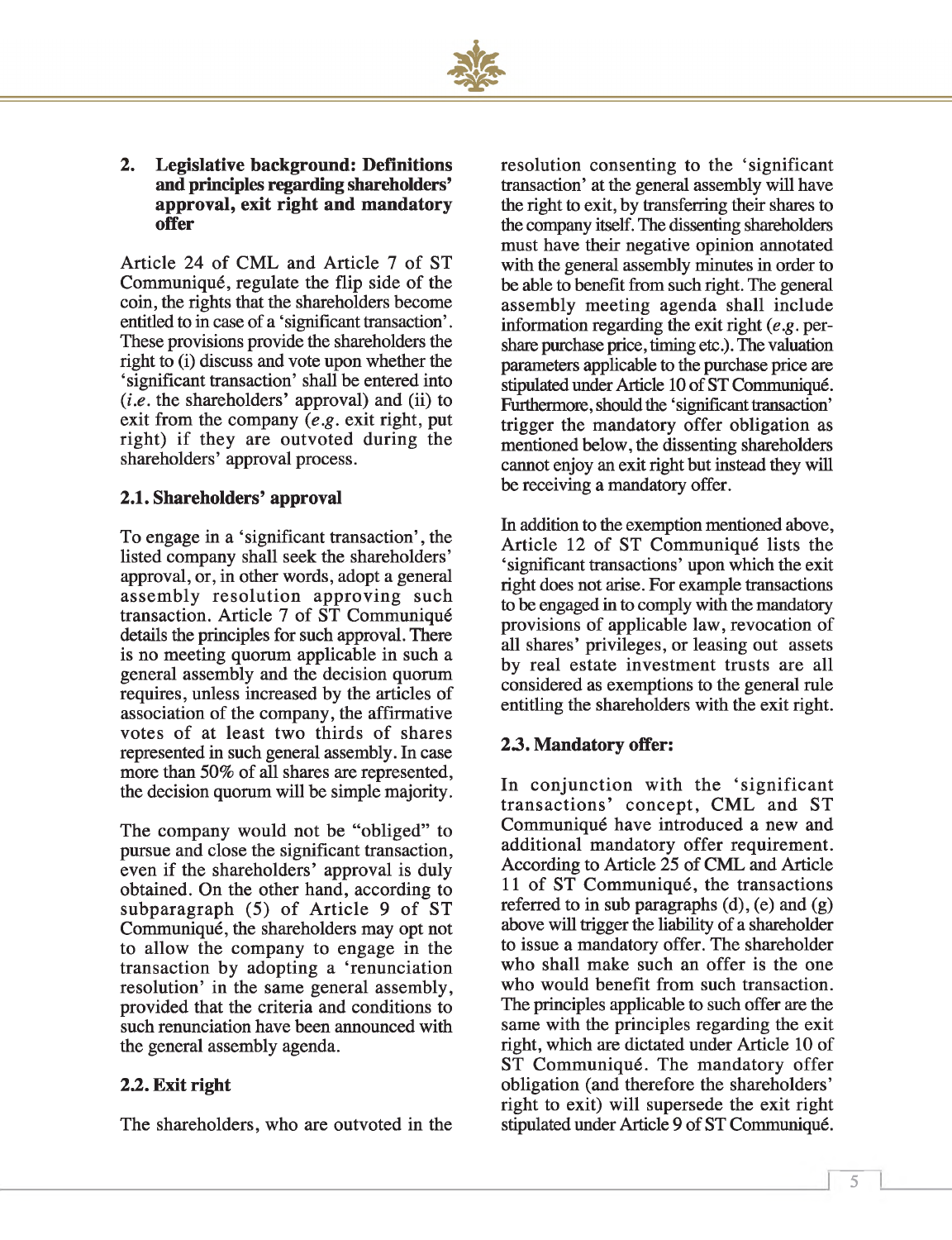## 2. Legislative background: Definitions and principles regarding shareholders' approval, exit right and mandatory offer

Article 24 of CML and Article 7 of ST Communiqué, regulate the flip side of the coin, the rights that the shareholders become entitled to in case of a 'significant transaction'. These provisions provide the shareholders the right to (i) discuss and vote upon whether the 'significant transaction' shall be entered into (*i.e.* the shareholders' approval) and (ii) to exit from the company (*e.g.* exit right, put right) if they are outvoted during the shareholders' approval process.

### 2.1. Shareholders' approval

To engage in a 'significant transaction', the listed company shall seek the shareholders' approval, or, in other words, adopt a general assembly resolution approving such transaction. Article 7 of ST Communiqué details the principles for such approval. There is no meeting quorum applicable in such a general assembly and the decision quorum requires, unless increased by the articles of association of the company, the affirmative votes of at least two thirds of shares represented in such general assembly. In case more than 50% of all shares are represented, the decision quorum will be simple majority.

The company would not be "obliged" to pursue and close the significant transaction, even if the shareholders' approval is duly obtained. On the other hand, according to subparagraph (5) of Article 9 of ST Communiqué, the shareholders may opt not to allow the company to engage in the transaction by adopting a 'renunciation resolution' in the same general assembly, provided that the criteria and conditions to such renunciation have been announced with the general assembly agenda.

### 2.2. Exit right

The shareholders, who are outvoted in the resolution consenting to the 'significant transaction' at the general assembly will have the right to exit, by transferring their shares to the company itself. The dissenting shareholders must have their negative opinion annotated with the general assembly minutes in order to be able to benefit from such right. The general assembly meeting agenda shall include information regarding the exit right (*e.g.* per-share purchase price, timing etc.). The valuation parameters applicable to the purchase price are stipulated under Article 10 of ST Communiqué. Furthermore, should the 'significant transaction' trigger the mandatory offer obligation as mentioned below, the dissenting shareholders cannot enjoy an exit right but instead they will be receiving a mandatory offer.

In addition to the exemption mentioned above, Article 12 of ST Communiqué lists the 'significant transactions' upon which the exit right does not arise. For example transactions to be engaged in to comply with the mandatory provisions of applicable law, revocation of all shares' privileges, or leasing out assets by real estate investment trusts are all considered as exemptions to the general rule entitling the shareholders with the exit right.

### 2.3. Mandatory offer:

In conjunction with the 'significant transactions' concept, CML and ST Communiqué have introduced a new and additional mandatory offer requirement. According to Article 25 of CML and Article 11 of ST Communiqué, the transactions referred to in sub paragraphs (d), (e) and (g) above will trigger the liability of a shareholder to issue a mandatory offer. The shareholder who shall make such an offer is the one who would benefit from such transaction. The principles applicable to such offer are the same with the principles regarding the exit right, which are dictated under Article 10 of ST Communiqué. The mandatory offer obligation (and therefore the shareholders' right to exit) will supersede the exit right stipulated under Article 9 of ST Communiqué.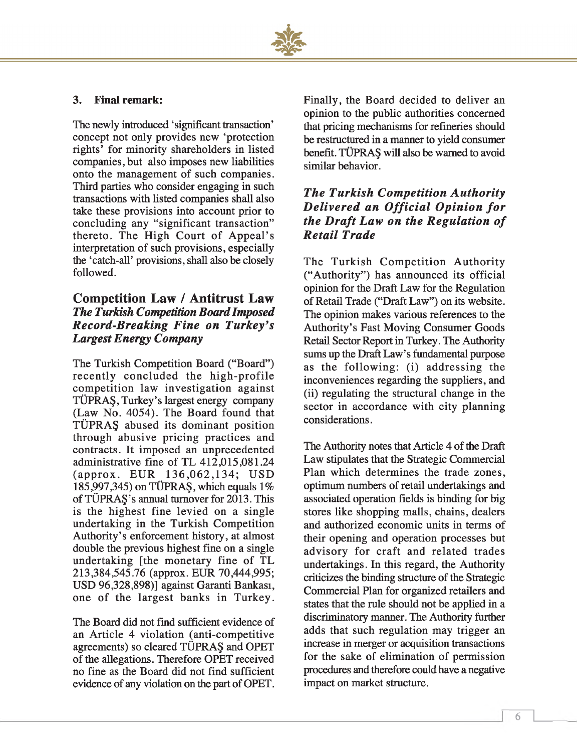### 3. Final remark:

The newly introduced 'significant transaction' concept not only provides new 'protection rights' for minority shareholders in listed companies, but also imposes new liabilities onto the management of such companies. Third parties who consider engaging in such transactions with listed companies shall also take these provisions into account prior to concluding any "significant transaction" thereto. The High Court of Appeal's interpretation of such provisions, especially the 'catch-all' provisions, shall also be closely followed.

## Competition Law / Antitrust Law

### *The Turkish Competition Board Imposed Record-Breaking Fine on Turkey's Largest Energy Company*

The Turkish Competition Board ("Board") recently concluded the high-profile competition law investigation against TÜPRAŞ, Turkey's largest energy company (Law No. 4054). The Board found that TÜPRAŞ abused its dominant position through abusive pricing practices and contracts. It imposed an unprecedented administrative fine of TL 412,015,081.24 (approx. EUR 136,062,134; USD 185,997,345) on TÜPRAŞ, which equals 1% of TÜPRAŞ's annual turnover for 2013. This is the highest fine levied on a single undertaking in the Turkish Competition Authority's enforcement history, at almost double the previous highest fine on a single undertaking [the monetary fine of TL 213,384,545.76 (approx. EUR 70,444,995; USD 96,328,898)] against Garanti Bankası, one of the largest banks in Turkey.

The Board did not find sufficient evidence of an Article 4 violation (anti-competitive agreements) so cleared TÜPRAŞ and OPET of the allegations. Therefore OPET received no fine as the Board did not find sufficient evidence of any violation on the part of OPET.

Finally, the Board decided to deliver an opinion to the public authorities concerned that pricing mechanisms for refineries should be restructured in a manner to yield consumer benefit. TÜPRAŞ will also be warned to avoid similar behavior.

### *The Turkish Competition Authority Delivered an Official Opinion for the Draft Law on the Regulation of Retail Trade*

The Turkish Competition Authority ("Authority") has announced its official opinion for the Draft Law for the Regulation of Retail Trade ("Draft Law") on its website. The opinion makes various references to the Authority's Fast Moving Consumer Goods Retail Sector Report in Turkey. The Authority sums up the Draft Law's fundamental purpose as the following: (i) addressing the inconveniences regarding the suppliers, and (ii) regulating the structural change in the sector in accordance with city planning considerations.

The Authority notes that Article 4 of the Draft Law stipulates that the Strategic Commercial Plan which determines the trade zones, optimum numbers of retail undertakings and associated operation fields is binding for big stores like shopping malls, chains, dealers and authorized economic units in terms of their opening and operation processes but advisory for craft and related trades undertakings. In this regard, the Authority criticizes the binding structure of the Strategic Commercial Plan for organized retailers and states that the rule should not be applied in a discriminatory manner. The Authority further adds that such regulation may trigger an increase in merger or acquisition transactions for the sake of elimination of permission procedures and therefore could have a negative impact on market structure.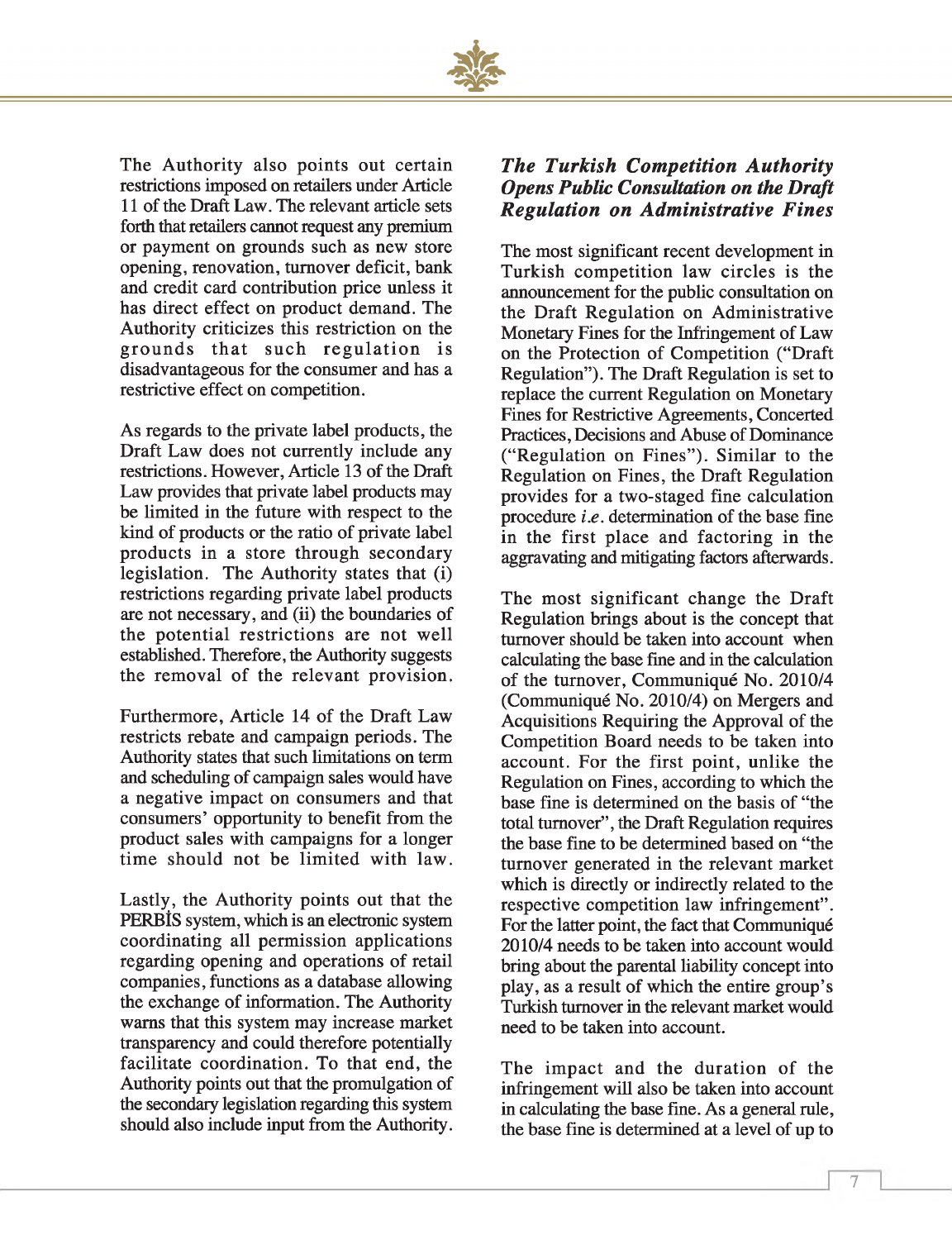The Authority also points out certain restrictions imposed on retailers under Article 11 of the Draft Law. The relevant article sets forth that retailers cannot request any premium or payment on grounds such as new store opening, renovation, turnover deficit, bank and credit card contribution price unless it has direct effect on product demand. The Authority criticizes this restriction on the grounds that such regulation is disadvantageous for the consumer and has a restrictive effect on competition.

As regards to the private label products, the Draft Law does not currently include any restrictions. However, Article 13 of the Draft Law provides that private label products may be limited in the future with respect to the kind of products or the ratio of private label products in a store through secondary legislation. The Authority states that (i) restrictions regarding private label products are not necessary, and (ii) the boundaries of the potential restrictions are not well established. Therefore, the Authority suggests the removal of the relevant provision.

Furthermore, Article 14 of the Draft Law restricts rebate and campaign periods. The Authority states that such limitations on term and scheduling of campaign sales would have a negative impact on consumers and that consumers' opportunity to benefit from the product sales with campaigns for a longer time should not be limited with law.

Lastly, the Authority points out that the PERBİS system, which is an electronic system coordinating all permission applications regarding opening and operations of retail companies, functions as a database allowing the exchange of information. The Authority warns that this system may increase market transparency and could therefore potentially facilitate coordination. To that end, the Authority points out that the promulgation of the secondary legislation regarding this system should also include input from the Authority.

## *The Turkish Competition Authority Opens Public Consultation on the Draft Regulation on Administrative Fines*

The most significant recent development in Turkish competition law circles is the announcement for the public consultation on the Draft Regulation on Administrative Monetary Fines for the Infringement of Law on the Protection of Competition ("Draft Regulation"). The Draft Regulation is set to replace the current Regulation on Monetary Fines for Restrictive Agreements, Concerted Practices, Decisions and Abuse of Dominance ("Regulation on Fines"). Similar to the Regulation on Fines, the Draft Regulation provides for a two-staged fine calculation procedure *i.e.* determination of the base fine in the first place and factoring in the aggravating and mitigating factors afterwards.

The most significant change the Draft Regulation brings about is the concept that turnover should be taken into account when calculating the base fine and in the calculation of the turnover, Communiqué No. 2010/4 (Communiqué No. 2010/4) on Mergers and Acquisitions Requiring the Approval of the Competition Board needs to be taken into account. For the first point, unlike the Regulation on Fines, according to which the base fine is determined on the basis of "the total turnover", the Draft Regulation requires the base fine to be determined based on "the turnover generated in the relevant market which is directly or indirectly related to the respective competition law infringement". For the latter point, the fact that Communiqué 2010/4 needs to be taken into account would bring about the parental liability concept into play, as a result of which the entire group's Turkish turnover in the relevant market would need to be taken into account.

The impact and the duration of the infringement will also be taken into account in calculating the base fine. As a general rule, the base fine is determined at a level of up to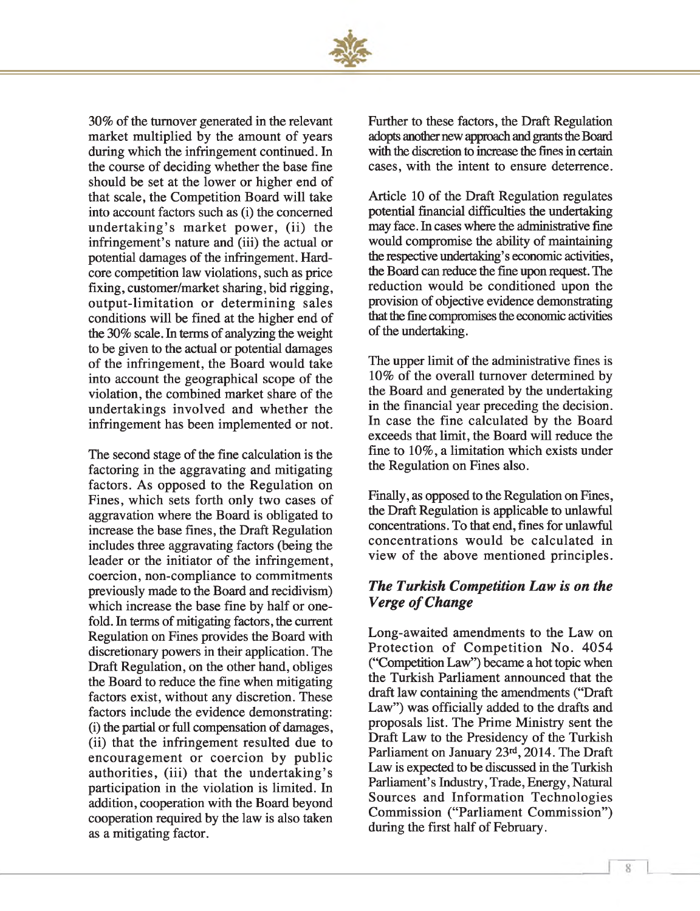30% of the turnover generated in the relevant market multiplied by the amount of years during which the infringement continued. In the course of deciding whether the base fine should be set at the lower or higher end of that scale, the Competition Board will take into account factors such as (i) the concerned undertaking's market power, (ii) the infringement's nature and (iii) the actual or potential damages of the infringement. Hard-core competition law violations, such as price fixing, customer/market sharing, bid rigging, output-limitation or determining sales conditions will be fined at the higher end of the 30% scale. In terms of analyzing the weight to be given to the actual or potential damages of the infringement, the Board would take into account the geographical scope of the violation, the combined market share of the undertakings involved and whether the infringement has been implemented or not.

The second stage of the fine calculation is the factoring in the aggravating and mitigating factors. As opposed to the Regulation on Fines, which sets forth only two cases of aggravation where the Board is obligated to increase the base fines, the Draft Regulation includes three aggravating factors (being the leader or the initiator of the infringement, coercion, non-compliance to commitments previously made to the Board and recidivism) which increase the base fine by half or one-fold. In terms of mitigating factors, the current Regulation on Fines provides the Board with discretionary powers in their application. The Draft Regulation, on the other hand, obliges the Board to reduce the fine when mitigating factors exist, without any discretion. These factors include the evidence demonstrating: (i) the partial or full compensation of damages, (ii) that the infringement resulted due to encouragement or coercion by public authorities, (iii) that the undertaking's participation in the violation is limited. In addition, cooperation with the Board beyond cooperation required by the law is also taken as a mitigating factor.

Further to these factors, the Draft Regulation adopts another new approach and grants the Board with the discretion to increase the fines in certain cases, with the intent to ensure deterrence.

Article 10 of the Draft Regulation regulates potential financial difficulties the undertaking may face. In cases where the administrative fine would compromise the ability of maintaining the respective undertaking's economic activities, the Board can reduce the fine upon request. The reduction would be conditioned upon the provision of objective evidence demonstrating that the fine compromises the economic activities of the undertaking.

The upper limit of the administrative fines is 10% of the overall turnover determined by the Board and generated by the undertaking in the financial year preceding the decision. In case the fine calculated by the Board exceeds that limit, the Board will reduce the fine to 10%, a limitation which exists under the Regulation on Fines also.

Finally, as opposed to the Regulation on Fines, the Draft Regulation is applicable to unlawful concentrations. To that end, fines for unlawful concentrations would be calculated in view of the above mentioned principles.

### *The Turkish Competition Law is on the Verge of Change*

Long-awaited amendments to the Law on Protection of Competition No. 4054 ("Competition Law") became a hot topic when the Turkish Parliament announced that the draft law containing the amendments ("Draft Law") was officially added to the drafts and proposals list. The Prime Ministry sent the Draft Law to the Presidency of the Turkish Parliament on January 23rd, 2014. The Draft Law is expected to be discussed in the Turkish Parliament's Industry, Trade, Energy, Natural Sources and Information Technologies Commission ("Parliament Commission") during the first half of February.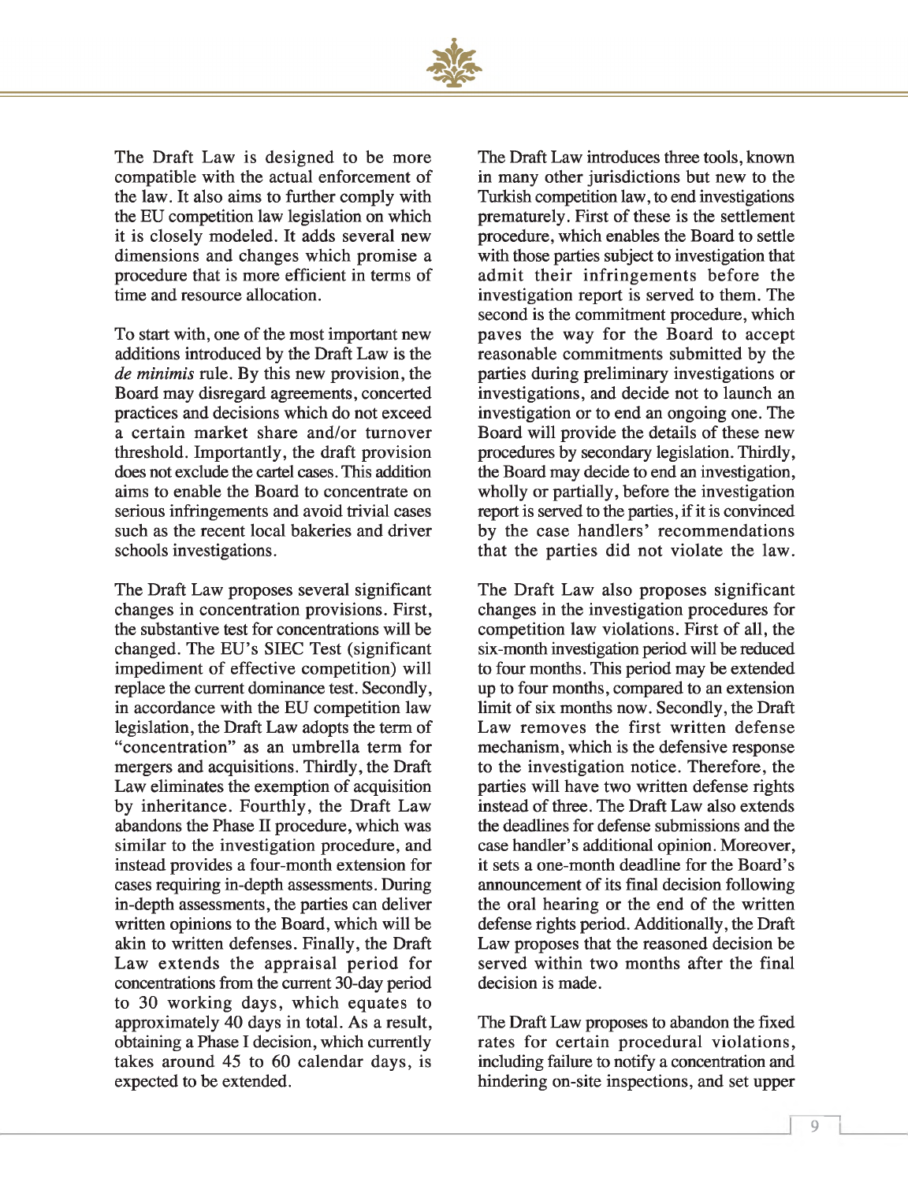The Draft Law is designed to be more compatible with the actual enforcement of the law. It also aims to further comply with the EU competition law legislation on which it is closely modeled. It adds several new dimensions and changes which promise a procedure that is more efficient in terms of time and resource allocation.

To start with, one of the most important new additions introduced by the Draft Law is the *de minimis* rule. By this new provision, the Board may disregard agreements, concerted practices and decisions which do not exceed a certain market share and/or turnover threshold. Importantly, the draft provision does not exclude the cartel cases. This addition aims to enable the Board to concentrate on serious infringements and avoid trivial cases such as the recent local bakeries and driver schools investigations.

The Draft Law proposes several significant changes in concentration provisions. First, the substantive test for concentrations will be changed. The EU's SIEC Test (significant impediment of effective competition) will replace the current dominance test. Secondly, in accordance with the EU competition law legislation, the Draft Law adopts the term of "concentration" as an umbrella term for mergers and acquisitions. Thirdly, the Draft Law eliminates the exemption of acquisition by inheritance. Fourthly, the Draft Law abandons the Phase II procedure, which was similar to the investigation procedure, and instead provides a four-month extension for cases requiring in-depth assessments. During in-depth assessments, the parties can deliver written opinions to the Board, which will be akin to written defenses. Finally, the Draft Law extends the appraisal period for concentrations from the current 30-day period to 30 working days, which equates to approximately 40 days in total. As a result, obtaining a Phase I decision, which currently takes around 45 to 60 calendar days, is expected to be extended.

The Draft Law introduces three tools, known in many other jurisdictions but new to the Turkish competition law, to end investigations prematurely. First of these is the settlement procedure, which enables the Board to settle with those parties subject to investigation that admit their infringements before the investigation report is served to them. The second is the commitment procedure, which paves the way for the Board to accept reasonable commitments submitted by the parties during preliminary investigations or investigations, and decide not to launch an investigation or to end an ongoing one. The Board will provide the details of these new procedures by secondary legislation. Thirdly, the Board may decide to end an investigation, wholly or partially, before the investigation report is served to the parties, if it is convinced by the case handlers' recommendations that the parties did not violate the law.

The Draft Law also proposes significant changes in the investigation procedures for competition law violations. First of all, the six-month investigation period will be reduced to four months. This period may be extended up to four months, compared to an extension limit of six months now. Secondly, the Draft Law removes the first written defense mechanism, which is the defensive response to the investigation notice. Therefore, the parties will have two written defense rights instead of three. The Draft Law also extends the deadlines for defense submissions and the case handler's additional opinion. Moreover, it sets a one-month deadline for the Board's announcement of its final decision following the oral hearing or the end of the written defense rights period. Additionally, the Draft Law proposes that the reasoned decision be served within two months after the final decision is made.

The Draft Law proposes to abandon the fixed rates for certain procedural violations, including failure to notify a concentration and hindering on-site inspections, and set upper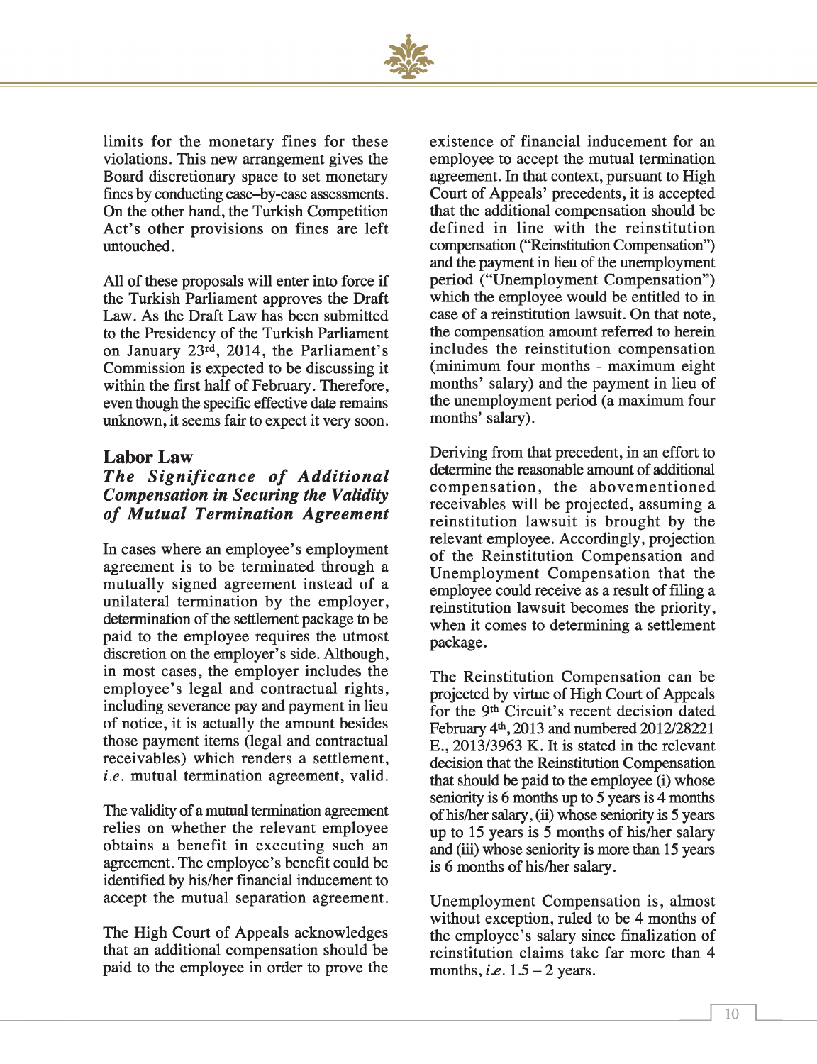limits for the monetary fines for these violations. This new arrangement gives the Board discretionary space to set monetary fines by conducting case–by-case assessments. On the other hand, the Turkish Competition Act's other provisions on fines are left untouched.

All of these proposals will enter into force if the Turkish Parliament approves the Draft Law. As the Draft Law has been submitted to the Presidency of the Turkish Parliament on January 23rd, 2014, the Parliament's Commission is expected to be discussing it within the first half of February. Therefore, even though the specific effective date remains unknown, it seems fair to expect it very soon.

## Labor Law

### *The Significance of Additional Compensation in Securing the Validity of Mutual Termination Agreement*

In cases where an employee's employment agreement is to be terminated through a mutually signed agreement instead of a unilateral termination by the employer, determination of the settlement package to be paid to the employee requires the utmost discretion on the employer's side. Although, in most cases, the employer includes the employee's legal and contractual rights, including severance pay and payment in lieu of notice, it is actually the amount besides those payment items (legal and contractual receivables) which renders a settlement, *i.e.* mutual termination agreement, valid.

The validity of a mutual termination agreement relies on whether the relevant employee obtains a benefit in executing such an agreement. The employee's benefit could be identified by his/her financial inducement to accept the mutual separation agreement.

The High Court of Appeals acknowledges that an additional compensation should be paid to the employee in order to prove the existence of financial inducement for an employee to accept the mutual termination agreement. In that context, pursuant to High Court of Appeals' precedents, it is accepted that the additional compensation should be defined in line with the reinstitution compensation ("Reinstitution Compensation") and the payment in lieu of the unemployment period ("Unemployment Compensation") which the employee would be entitled to in case of a reinstitution lawsuit. On that note, the compensation amount referred to herein includes the reinstitution compensation (minimum four months - maximum eight months' salary) and the payment in lieu of the unemployment period (a maximum four months' salary).

Deriving from that precedent, in an effort to determine the reasonable amount of additional compensation, the abovementioned receivables will be projected, assuming a reinstitution lawsuit is brought by the relevant employee. Accordingly, projection of the Reinstitution Compensation and Unemployment Compensation that the employee could receive as a result of filing a reinstitution lawsuit becomes the priority, when it comes to determining a settlement package.

The Reinstitution Compensation can be projected by virtue of High Court of Appeals for the 9th Circuit's recent decision dated February 4th, 2013 and numbered 2012/28221 E., 2013/3963 K. It is stated in the relevant decision that the Reinstitution Compensation that should be paid to the employee (i) whose seniority is 6 months up to 5 years is 4 months of his/her salary, (ii) whose seniority is 5 years up to 15 years is 5 months of his/her salary and (iii) whose seniority is more than 15 years is 6 months of his/her salary.

Unemployment Compensation is, almost without exception, ruled to be 4 months of the employee's salary since finalization of reinstitution claims take far more than 4 months, *i.e.* 1.5 – 2 years.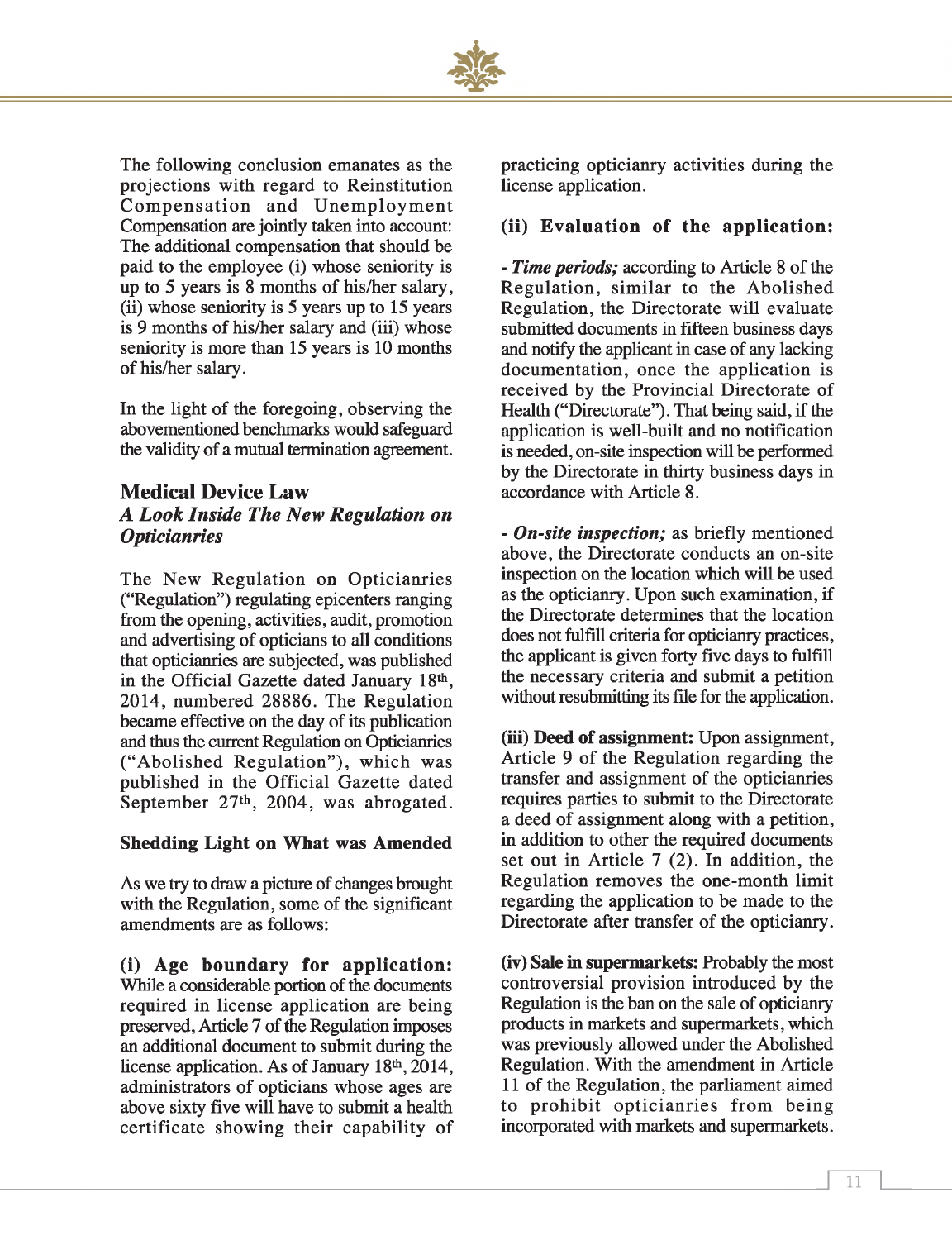The following conclusion emanates as the projections with regard to Reinstitution Compensation and Unemployment Compensation are jointly taken into account: The additional compensation that should be paid to the employee (i) whose seniority is up to 5 years is 8 months of his/her salary, (ii) whose seniority is 5 years up to 15 years is 9 months of his/her salary and (iii) whose seniority is more than 15 years is 10 months of his/her salary.

In the light of the foregoing, observing the abovementioned benchmarks would safeguard the validity of a mutual termination agreement.

## Medical Device Law

### *A Look Inside The New Regulation on Opticianries*

The New Regulation on Opticianries ("Regulation") regulating epicenters ranging from the opening, activities, audit, promotion and advertising of opticians to all conditions that opticianries are subjected, was published in the Official Gazette dated January 18th, 2014, numbered 28886. The Regulation became effective on the day of its publication and thus the current Regulation on Opticianries ("Abolished Regulation"), which was published in the Official Gazette dated September 27th, 2004, was abrogated.

**Shedding Light on What was Amended**

As we try to draw a picture of changes brought with the Regulation, some of the significant amendments are as follows:

**(i) Age boundary for application:** While a considerable portion of the documents required in license application are being preserved, Article 7 of the Regulation imposes an additional document to submit during the license application. As of January 18th, 2014, administrators of opticians whose ages are above sixty five will have to submit a health certificate showing their capability of practicing opticianry activities during the license application.

**(ii) Evaluation of the application:**

- ***Time periods;*** according to Article 8 of the Regulation, similar to the Abolished Regulation, the Directorate will evaluate submitted documents in fifteen business days and notify the applicant in case of any lacking documentation, once the application is received by the Provincial Directorate of Health ("Directorate"). That being said, if the application is well-built and no notification is needed, on-site inspection will be performed by the Directorate in thirty business days in accordance with Article 8.

- ***On-site inspection;*** as briefly mentioned above, the Directorate conducts an on-site inspection on the location which will be used as the opticianry. Upon such examination, if the Directorate determines that the location does not fulfill criteria for opticianry practices, the applicant is given forty five days to fulfill the necessary criteria and submit a petition without resubmitting its file for the application.

**(iii) Deed of assignment:** Upon assignment, Article 9 of the Regulation regarding the transfer and assignment of the opticianries requires parties to submit to the Directorate a deed of assignment along with a petition, in addition to other the required documents set out in Article 7 (2). In addition, the Regulation removes the one-month limit regarding the application to be made to the Directorate after transfer of the opticianry.

**(iv) Sale in supermarkets:** Probably the most controversial provision introduced by the Regulation is the ban on the sale of opticianry products in markets and supermarkets, which was previously allowed under the Abolished Regulation. With the amendment in Article 11 of the Regulation, the parliament aimed to prohibit opticianries from being incorporated with markets and supermarkets.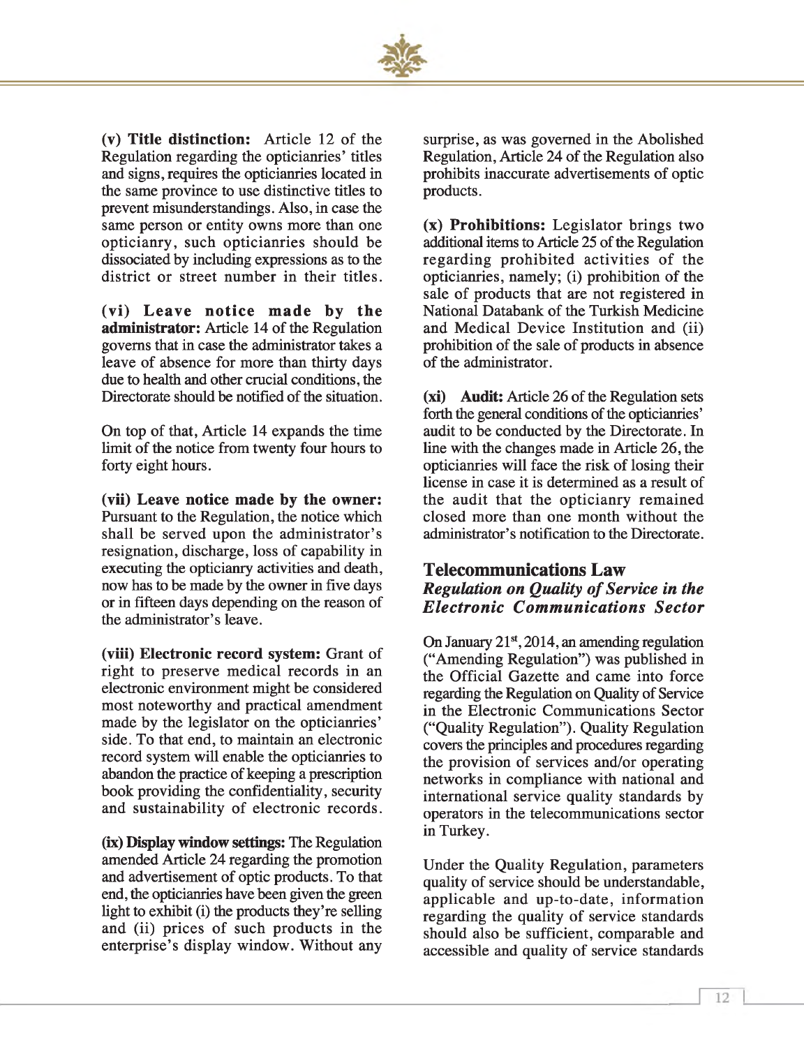**(v) Title distinction:** Article 12 of the Regulation regarding the opticianries' titles and signs, requires the opticianries located in the same province to use distinctive titles to prevent misunderstandings. Also, in case the same person or entity owns more than one opticianry, such opticianries should be dissociated by including expressions as to the district or street number in their titles.

**(vi) Leave notice made by the administrator:** Article 14 of the Regulation governs that in case the administrator takes a leave of absence for more than thirty days due to health and other crucial conditions, the Directorate should be notified of the situation.

On top of that, Article 14 expands the time limit of the notice from twenty four hours to forty eight hours.

**(vii) Leave notice made by the owner:** Pursuant to the Regulation, the notice which shall be served upon the administrator's resignation, discharge, loss of capability in executing the opticianry activities and death, now has to be made by the owner in five days or in fifteen days depending on the reason of the administrator's leave.

**(viii) Electronic record system:** Grant of right to preserve medical records in an electronic environment might be considered most noteworthy and practical amendment made by the legislator on the opticianries' side. To that end, to maintain an electronic record system will enable the opticianries to abandon the practice of keeping a prescription book providing the confidentiality, security and sustainability of electronic records.

**(ix) Display window settings:** The Regulation amended Article 24 regarding the promotion and advertisement of optic products. To that end, the opticianries have been given the green light to exhibit (i) the products they're selling and (ii) prices of such products in the enterprise's display window. Without any surprise, as was governed in the Abolished Regulation, Article 24 of the Regulation also prohibits inaccurate advertisements of optic products.

**(x) Prohibitions:** Legislator brings two additional items to Article 25 of the Regulation regarding prohibited activities of the opticianries, namely; (i) prohibition of the sale of products that are not registered in National Databank of the Turkish Medicine and Medical Device Institution and (ii) prohibition of the sale of products in absence of the administrator.

**(xi) Audit:** Article 26 of the Regulation sets forth the general conditions of the opticianries' audit to be conducted by the Directorate. In line with the changes made in Article 26, the opticianries will face the risk of losing their license in case it is determined as a result of the audit that the opticianry remained closed more than one month without the administrator's notification to the Directorate.

## Telecommunications Law

### *Regulation on Quality of Service in the Electronic Communications Sector*

On January 21st, 2014, an amending regulation ("Amending Regulation") was published in the Official Gazette and came into force regarding the Regulation on Quality of Service in the Electronic Communications Sector ("Quality Regulation"). Quality Regulation covers the principles and procedures regarding the provision of services and/or operating networks in compliance with national and international service quality standards by operators in the telecommunications sector in Turkey.

Under the Quality Regulation, parameters quality of service should be understandable, applicable and up-to-date, information regarding the quality of service standards should also be sufficient, comparable and accessible and quality of service standards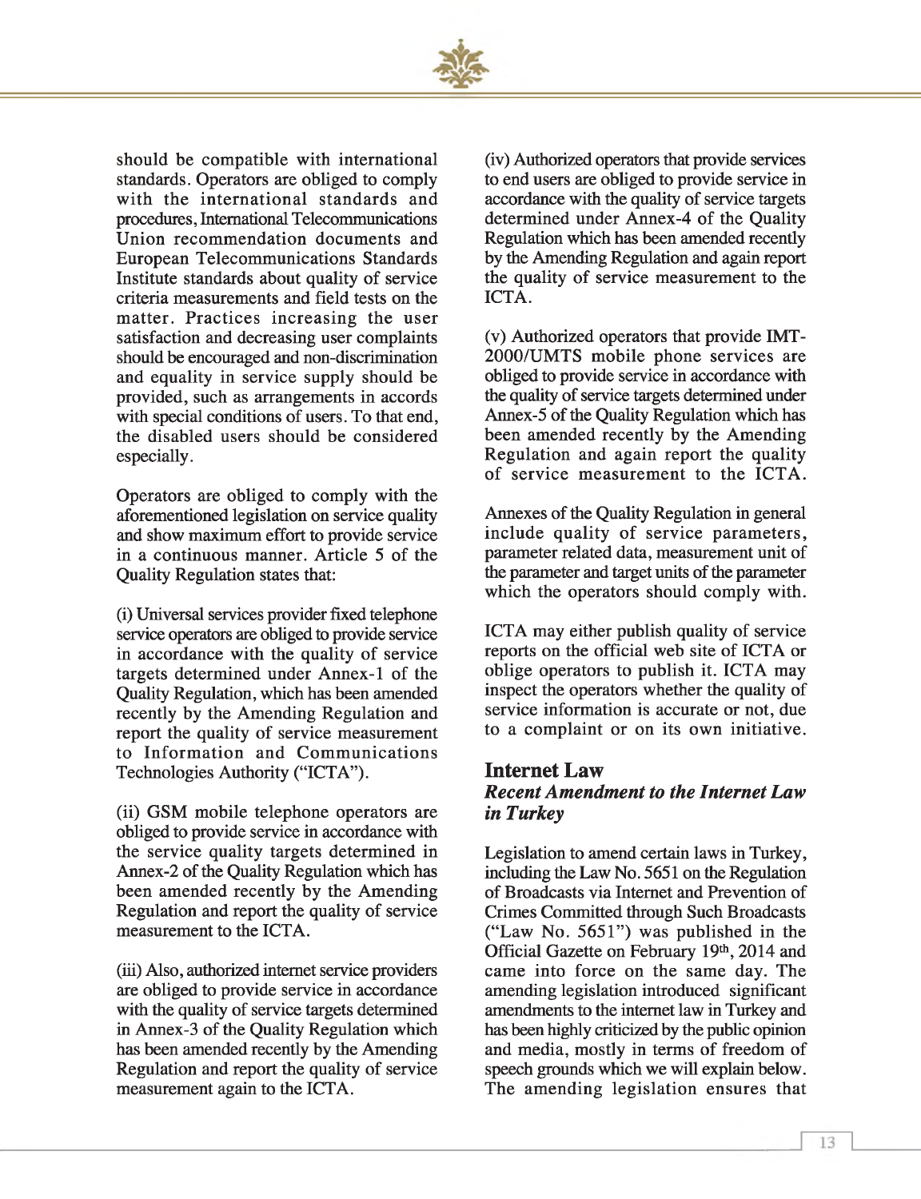should be compatible with international standards. Operators are obliged to comply with the international standards and procedures, International Telecommunications Union recommendation documents and European Telecommunications Standards Institute standards about quality of service criteria measurements and field tests on the matter. Practices increasing the user satisfaction and decreasing user complaints should be encouraged and non-discrimination and equality in service supply should be provided, such as arrangements in accords with special conditions of users. To that end, the disabled users should be considered especially.

Operators are obliged to comply with the aforementioned legislation on service quality and show maximum effort to provide service in a continuous manner. Article 5 of the Quality Regulation states that:

(i) Universal services provider fixed telephone service operators are obliged to provide service in accordance with the quality of service targets determined under Annex-1 of the Quality Regulation, which has been amended recently by the Amending Regulation and report the quality of service measurement to Information and Communications Technologies Authority ("ICTA").

(ii) GSM mobile telephone operators are obliged to provide service in accordance with the service quality targets determined in Annex-2 of the Quality Regulation which has been amended recently by the Amending Regulation and report the quality of service measurement to the ICTA.

(iii) Also, authorized internet service providers are obliged to provide service in accordance with the quality of service targets determined in Annex-3 of the Quality Regulation which has been amended recently by the Amending Regulation and report the quality of service measurement again to the ICTA.

(iv) Authorized operators that provide services to end users are obliged to provide service in accordance with the quality of service targets determined under Annex-4 of the Quality Regulation which has been amended recently by the Amending Regulation and again report the quality of service measurement to the ICTA.

(v) Authorized operators that provide IMT-2000/UMTS mobile phone services are obliged to provide service in accordance with the quality of service targets determined under Annex-5 of the Quality Regulation which has been amended recently by the Amending Regulation and again report the quality of service measurement to the ICTA.

Annexes of the Quality Regulation in general include quality of service parameters, parameter related data, measurement unit of the parameter and target units of the parameter which the operators should comply with.

ICTA may either publish quality of service reports on the official web site of ICTA or oblige operators to publish it. ICTA may inspect the operators whether the quality of service information is accurate or not, due to a complaint or on its own initiative.

## Internet Law

### *Recent Amendment to the Internet Law in Turkey*

Legislation to amend certain laws in Turkey, including the Law No. 5651 on the Regulation of Broadcasts via Internet and Prevention of Crimes Committed through Such Broadcasts ("Law No. 5651") was published in the Official Gazette on February 19th, 2014 and came into force on the same day. The amending legislation introduced significant amendments to the internet law in Turkey and has been highly criticized by the public opinion and media, mostly in terms of freedom of speech grounds which we will explain below. The amending legislation ensures that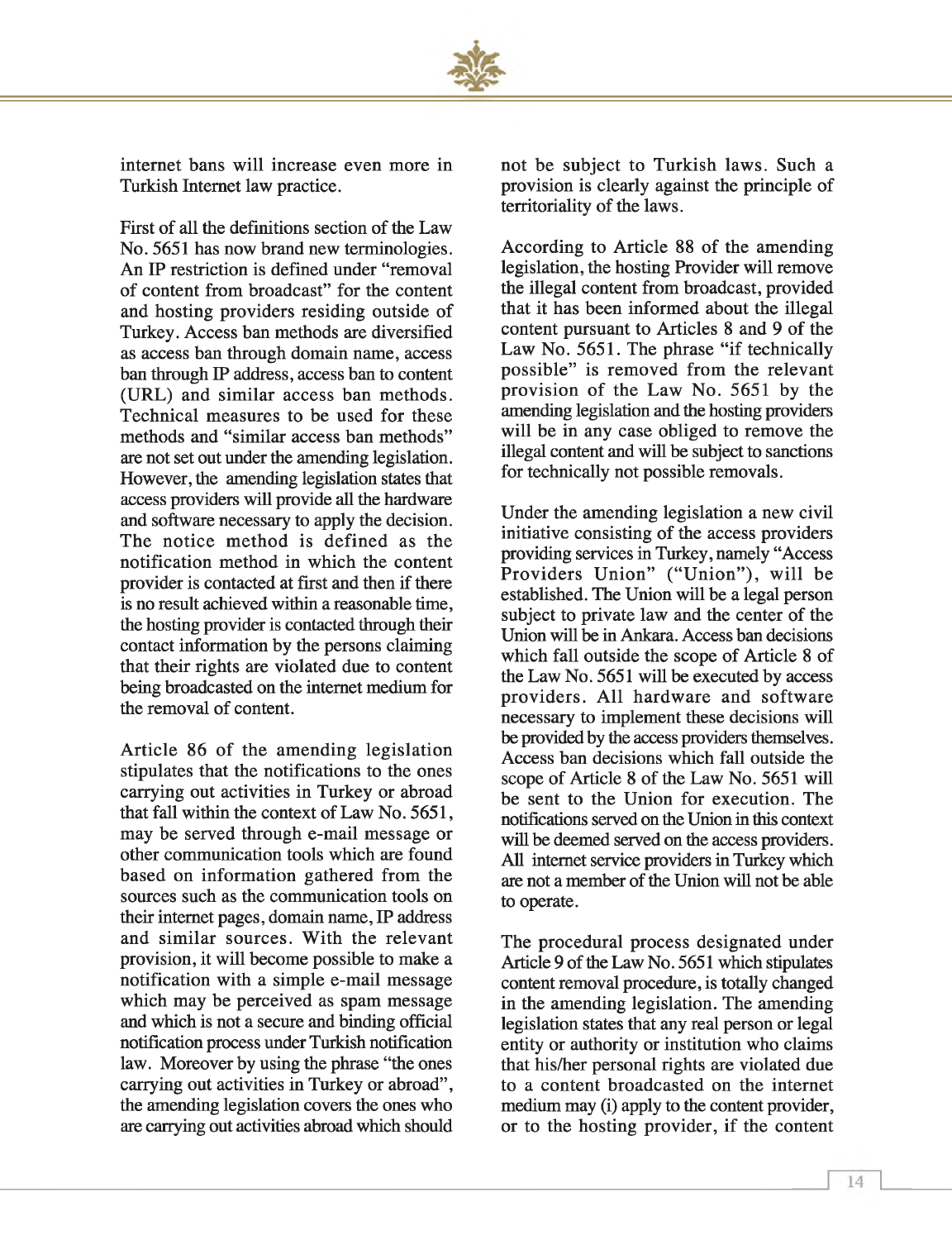internet bans will increase even more in Turkish Internet law practice.

First of all the definitions section of the Law No. 5651 has now brand new terminologies. An IP restriction is defined under "removal of content from broadcast" for the content and hosting providers residing outside of Turkey. Access ban methods are diversified as access ban through domain name, access ban through IP address, access ban to content (URL) and similar access ban methods. Technical measures to be used for these methods and "similar access ban methods" are not set out under the amending legislation. However, the amending legislation states that access providers will provide all the hardware and software necessary to apply the decision. The notice method is defined as the notification method in which the content provider is contacted at first and then if there is no result achieved within a reasonable time, the hosting provider is contacted through their contact information by the persons claiming that their rights are violated due to content being broadcasted on the internet medium for the removal of content.

Article 86 of the amending legislation stipulates that the notifications to the ones carrying out activities in Turkey or abroad that fall within the context of Law No. 5651, may be served through e-mail message or other communication tools which are found based on information gathered from the sources such as the communication tools on their internet pages, domain name, IP address and similar sources. With the relevant provision, it will become possible to make a notification with a simple e-mail message which may be perceived as spam message and which is not a secure and binding official notification process under Turkish notification law. Moreover by using the phrase "the ones carrying out activities in Turkey or abroad", the amending legislation covers the ones who are carrying out activities abroad which should not be subject to Turkish laws. Such a provision is clearly against the principle of territoriality of the laws.

According to Article 88 of the amending legislation, the hosting Provider will remove the illegal content from broadcast, provided that it has been informed about the illegal content pursuant to Articles 8 and 9 of the Law No. 5651. The phrase "if technically possible" is removed from the relevant provision of the Law No. 5651 by the amending legislation and the hosting providers will be in any case obliged to remove the illegal content and will be subject to sanctions for technically not possible removals.

Under the amending legislation a new civil initiative consisting of the access providers providing services in Turkey, namely "Access Providers Union" ("Union"), will be established. The Union will be a legal person subject to private law and the center of the Union will be in Ankara. Access ban decisions which fall outside the scope of Article 8 of the Law No. 5651 will be executed by access providers. All hardware and software necessary to implement these decisions will be provided by the access providers themselves. Access ban decisions which fall outside the scope of Article 8 of the Law No. 5651 will be sent to the Union for execution. The notifications served on the Union in this context will be deemed served on the access providers. All internet service providers in Turkey which are not a member of the Union will not be able to operate.

The procedural process designated under Article 9 of the Law No. 5651 which stipulates content removal procedure, is totally changed in the amending legislation. The amending legislation states that any real person or legal entity or authority or institution who claims that his/her personal rights are violated due to a content broadcasted on the internet medium may (i) apply to the content provider, or to the hosting provider, if the content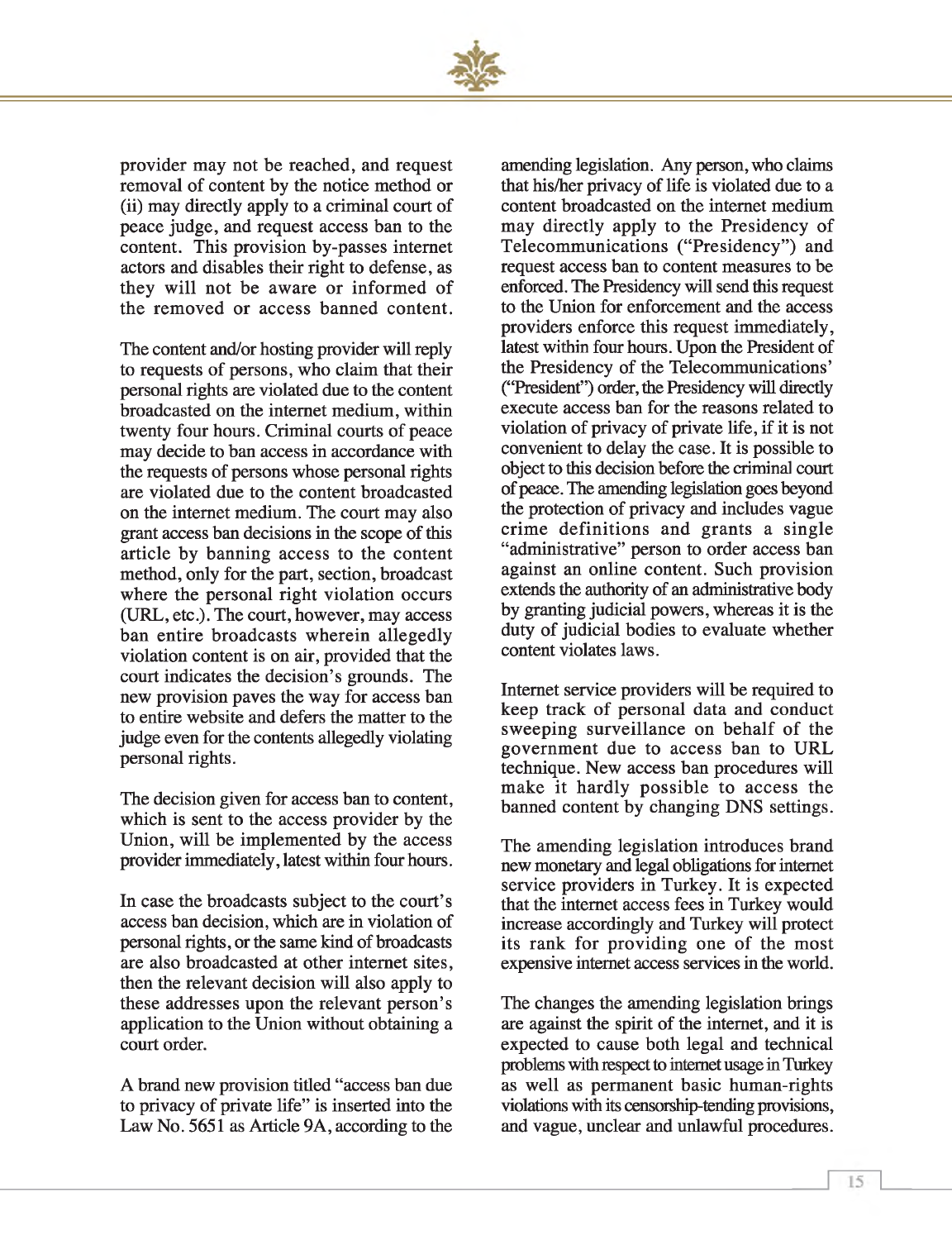provider may not be reached, and request removal of content by the notice method or (ii) may directly apply to a criminal court of peace judge, and request access ban to the content. This provision by-passes internet actors and disables their right to defense, as they will not be aware or informed of the removed or access banned content.

The content and/or hosting provider will reply to requests of persons, who claim that their personal rights are violated due to the content broadcasted on the internet medium, within twenty four hours. Criminal courts of peace may decide to ban access in accordance with the requests of persons whose personal rights are violated due to the content broadcasted on the internet medium. The court may also grant access ban decisions in the scope of this article by banning access to the content method, only for the part, section, broadcast where the personal right violation occurs (URL, etc.). The court, however, may access ban entire broadcasts wherein allegedly violation content is on air, provided that the court indicates the decision's grounds. The new provision paves the way for access ban to entire website and defers the matter to the judge even for the contents allegedly violating personal rights.

The decision given for access ban to content, which is sent to the access provider by the Union, will be implemented by the access provider immediately, latest within four hours.

In case the broadcasts subject to the court's access ban decision, which are in violation of personal rights, or the same kind of broadcasts are also broadcasted at other internet sites, then the relevant decision will also apply to these addresses upon the relevant person's application to the Union without obtaining a court order.

A brand new provision titled "access ban due to privacy of private life" is inserted into the Law No. 5651 as Article 9A, according to the amending legislation. Any person, who claims that his/her privacy of life is violated due to a content broadcasted on the internet medium may directly apply to the Presidency of Telecommunications ("Presidency") and request access ban to content measures to be enforced. The Presidency will send this request to the Union for enforcement and the access providers enforce this request immediately, latest within four hours. Upon the President of the Presidency of the Telecommunications' ("President") order, the Presidency will directly execute access ban for the reasons related to violation of privacy of private life, if it is not convenient to delay the case. It is possible to object to this decision before the criminal court of peace. The amending legislation goes beyond the protection of privacy and includes vague crime definitions and grants a single "administrative" person to order access ban against an online content. Such provision extends the authority of an administrative body by granting judicial powers, whereas it is the duty of judicial bodies to evaluate whether content violates laws.

Internet service providers will be required to keep track of personal data and conduct sweeping surveillance on behalf of the government due to access ban to URL technique. New access ban procedures will make it hardly possible to access the banned content by changing DNS settings.

The amending legislation introduces brand new monetary and legal obligations for internet service providers in Turkey. It is expected that the internet access fees in Turkey would increase accordingly and Turkey will protect its rank for providing one of the most expensive internet access services in the world.

The changes the amending legislation brings are against the spirit of the internet, and it is expected to cause both legal and technical problems with respect to internet usage in Turkey as well as permanent basic human-rights violations with its censorship-tending provisions, and vague, unclear and unlawful procedures.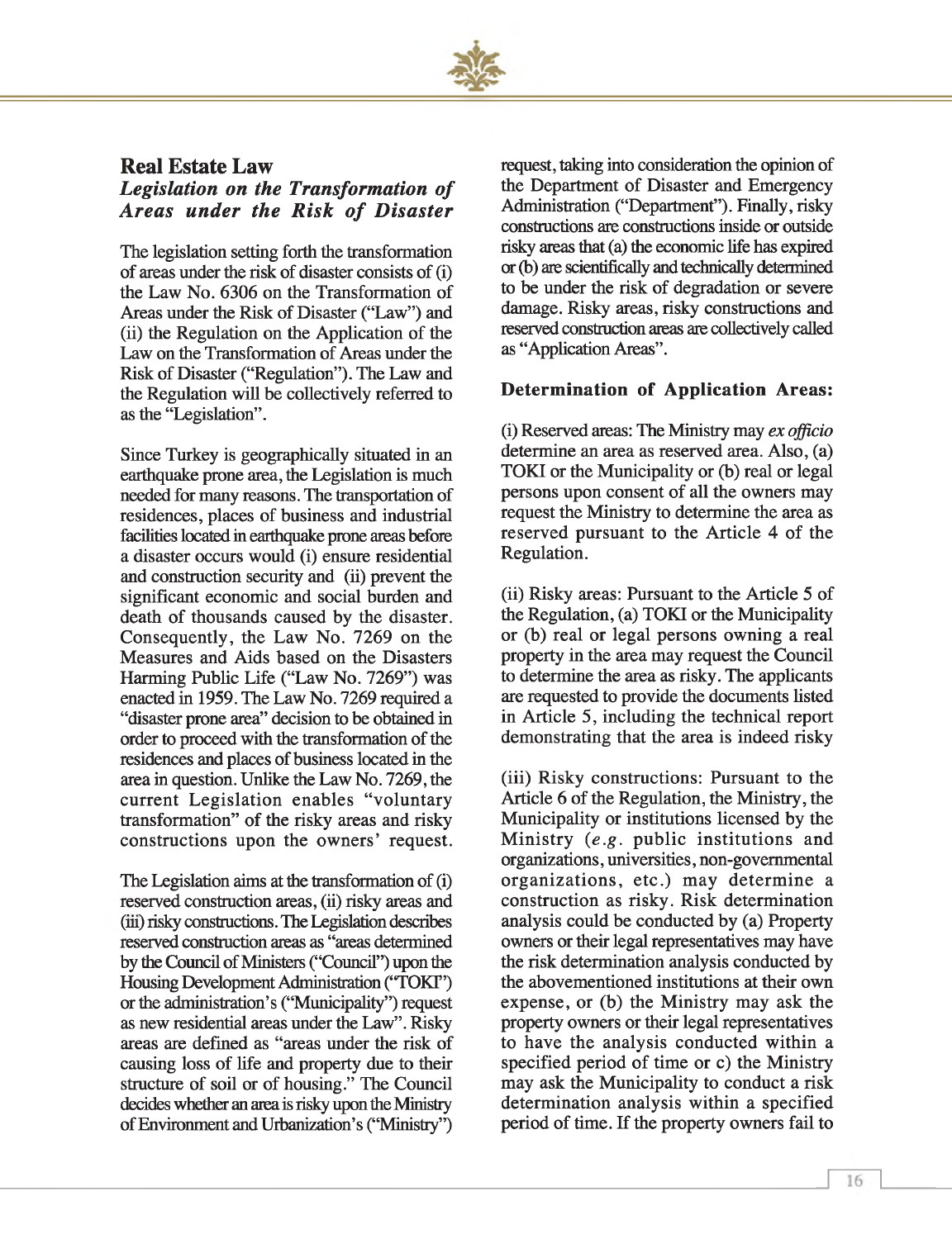## Real Estate Law

### *Legislation on the Transformation of Areas under the Risk of Disaster*

The legislation setting forth the transformation of areas under the risk of disaster consists of (i) the Law No. 6306 on the Transformation of Areas under the Risk of Disaster ("Law") and (ii) the Regulation on the Application of the Law on the Transformation of Areas under the Risk of Disaster ("Regulation"). The Law and the Regulation will be collectively referred to as the "Legislation".

Since Turkey is geographically situated in an earthquake prone area, the Legislation is much needed for many reasons. The transportation of residences, places of business and industrial facilities located in earthquake prone areas before a disaster occurs would (i) ensure residential and construction security and (ii) prevent the significant economic and social burden and death of thousands caused by the disaster. Consequently, the Law No. 7269 on the Measures and Aids based on the Disasters Harming Public Life ("Law No. 7269") was enacted in 1959. The Law No. 7269 required a "disaster prone area" decision to be obtained in order to proceed with the transformation of the residences and places of business located in the area in question. Unlike the Law No. 7269, the current Legislation enables "voluntary transformation" of the risky areas and risky constructions upon the owners' request.

The Legislation aims at the transformation of (i) reserved construction areas, (ii) risky areas and (iii) risky constructions. The Legislation describes reserved construction areas as "areas determined by the Council of Ministers ("Council") upon the Housing Development Administration ("TOKI") or the administration's ("Municipality") request as new residential areas under the Law". Risky areas are defined as "areas under the risk of causing loss of life and property due to their structure of soil or of housing." The Council decides whether an area is risky upon the Ministry of Environment and Urbanization's ("Ministry") request, taking into consideration the opinion of the Department of Disaster and Emergency Administration ("Department"). Finally, risky constructions are constructions inside or outside risky areas that (a) the economic life has expired or (b) are scientifically and technically determined to be under the risk of degradation or severe damage. Risky areas, risky constructions and reserved construction areas are collectively called as "Application Areas".

**Determination of Application Areas:**

(i) Reserved areas: The Ministry may *ex officio* determine an area as reserved area. Also, (a) TOKI or the Municipality or (b) real or legal persons upon consent of all the owners may request the Ministry to determine the area as reserved pursuant to the Article 4 of the Regulation.

(ii) Risky areas: Pursuant to the Article 5 of the Regulation, (a) TOKI or the Municipality or (b) real or legal persons owning a real property in the area may request the Council to determine the area as risky. The applicants are requested to provide the documents listed in Article 5, including the technical report demonstrating that the area is indeed risky

(iii) Risky constructions: Pursuant to the Article 6 of the Regulation, the Ministry, the Municipality or institutions licensed by the Ministry (*e.g.* public institutions and organizations, universities, non-governmental organizations, etc.) may determine a construction as risky. Risk determination analysis could be conducted by (a) Property owners or their legal representatives may have the risk determination analysis conducted by the abovementioned institutions at their own expense, or (b) the Ministry may ask the property owners or their legal representatives to have the analysis conducted within a specified period of time or c) the Ministry may ask the Municipality to conduct a risk determination analysis within a specified period of time. If the property owners fail to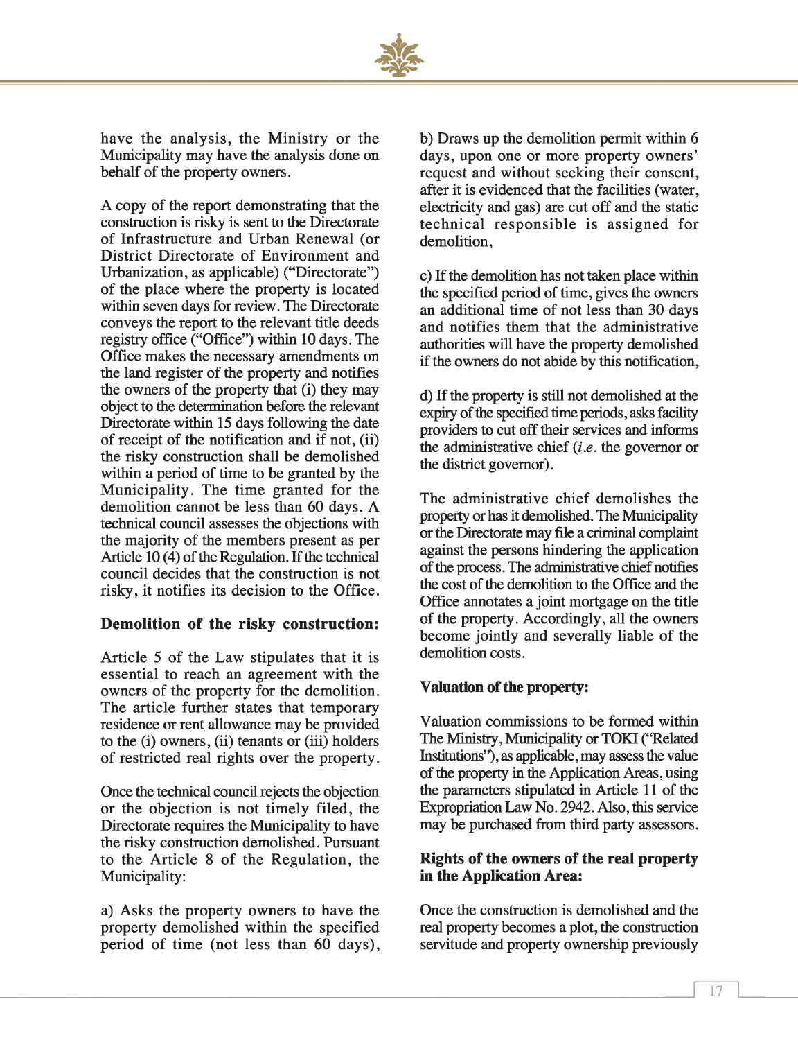have the analysis, the Ministry or the Municipality may have the analysis done on behalf of the property owners.

A copy of the report demonstrating that the construction is risky is sent to the Directorate of Infrastructure and Urban Renewal (or District Directorate of Environment and Urbanization, as applicable) ("Directorate") of the place where the property is located within seven days for review. The Directorate conveys the report to the relevant title deeds registry office ("Office") within 10 days. The Office makes the necessary amendments on the land register of the property and notifies the owners of the property that (i) they may object to the determination before the relevant Directorate within 15 days following the date of receipt of the notification and if not, (ii) the risky construction shall be demolished within a period of time to be granted by the Municipality. The time granted for the demolition cannot be less than 60 days. A technical council assesses the objections with the majority of the members present as per Article 10 (4) of the Regulation. If the technical council decides that the construction is not risky, it notifies its decision to the Office.

**Demolition of the risky construction:**

Article 5 of the Law stipulates that it is essential to reach an agreement with the owners of the property for the demolition. The article further states that temporary residence or rent allowance may be provided to the (i) owners, (ii) tenants or (iii) holders of restricted real rights over the property.

Once the technical council rejects the objection or the objection is not timely filed, the Directorate requires the Municipality to have the risky construction demolished. Pursuant to the Article 8 of the Regulation, the Municipality:

a) Asks the property owners to have the property demolished within the specified period of time (not less than 60 days),

b) Draws up the demolition permit within 6 days, upon one or more property owners' request and without seeking their consent, after it is evidenced that the facilities (water, electricity and gas) are cut off and the static technical responsible is assigned for demolition,

c) If the demolition has not taken place within the specified period of time, gives the owners an additional time of not less than 30 days and notifies them that the administrative authorities will have the property demolished if the owners do not abide by this notification,

d) If the property is still not demolished at the expiry of the specified time periods, asks facility providers to cut off their services and informs the administrative chief (*i.e.* the governor or the district governor).

The administrative chief demolishes the property or has it demolished. The Municipality or the Directorate may file a criminal complaint against the persons hindering the application of the process. The administrative chief notifies the cost of the demolition to the Office and the Office annotates a joint mortgage on the title of the property. Accordingly, all the owners become jointly and severally liable of the demolition costs.

**Valuation of the property:**

Valuation commissions to be formed within The Ministry, Municipality or TOKI ("Related Institutions"), as applicable, may assess the value of the property in the Application Areas, using the parameters stipulated in Article 11 of the Expropriation Law No. 2942. Also, this service may be purchased from third party assessors.

**Rights of the owners of the real property in the Application Area:**

Once the construction is demolished and the real property becomes a plot, the construction servitude and property ownership previously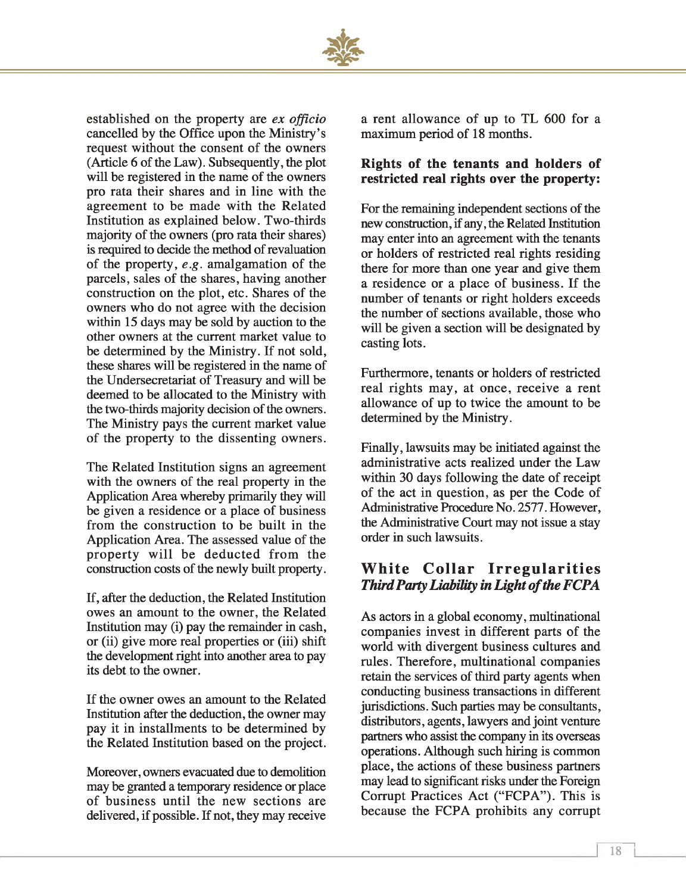established on the property are *ex officio* cancelled by the Office upon the Ministry's request without the consent of the owners (Article 6 of the Law). Subsequently, the plot will be registered in the name of the owners pro rata their shares and in line with the agreement to be made with the Related Institution as explained below. Two-thirds majority of the owners (pro rata their shares) is required to decide the method of revaluation of the property, *e.g.* amalgamation of the parcels, sales of the shares, having another construction on the plot, etc. Shares of the owners who do not agree with the decision within 15 days may be sold by auction to the other owners at the current market value to be determined by the Ministry. If not sold, these shares will be registered in the name of the Undersecretariat of Treasury and will be deemed to be allocated to the Ministry with the two-thirds majority decision of the owners. The Ministry pays the current market value of the property to the dissenting owners.

The Related Institution signs an agreement with the owners of the real property in the Application Area whereby primarily they will be given a residence or a place of business from the construction to be built in the Application Area. The assessed value of the property will be deducted from the construction costs of the newly built property.

If, after the deduction, the Related Institution owes an amount to the owner, the Related Institution may (i) pay the remainder in cash, or (ii) give more real properties or (iii) shift the development right into another area to pay its debt to the owner.

If the owner owes an amount to the Related Institution after the deduction, the owner may pay it in installments to be determined by the Related Institution based on the project.

Moreover, owners evacuated due to demolition may be granted a temporary residence or place of business until the new sections are delivered, if possible. If not, they may receive a rent allowance of up to TL 600 for a maximum period of 18 months.

**Rights of the tenants and holders of restricted real rights over the property:**

For the remaining independent sections of the new construction, if any, the Related Institution may enter into an agreement with the tenants or holders of restricted real rights residing there for more than one year and give them a residence or a place of business. If the number of tenants or right holders exceeds the number of sections available, those who will be given a section will be designated by casting lots.

Furthermore, tenants or holders of restricted real rights may, at once, receive a rent allowance of up to twice the amount to be determined by the Ministry.

Finally, lawsuits may be initiated against the administrative acts realized under the Law within 30 days following the date of receipt of the act in question, as per the Code of Administrative Procedure No. 2577. However, the Administrative Court may not issue a stay order in such lawsuits.

## White Collar Irregularities

### *Third Party Liability in Light of the FCPA*

As actors in a global economy, multinational companies invest in different parts of the world with divergent business cultures and rules. Therefore, multinational companies retain the services of third party agents when conducting business transactions in different jurisdictions. Such parties may be consultants, distributors, agents, lawyers and joint venture partners who assist the company in its overseas operations. Although such hiring is common place, the actions of these business partners may lead to significant risks under the Foreign Corrupt Practices Act ("FCPA"). This is because the FCPA prohibits any corrupt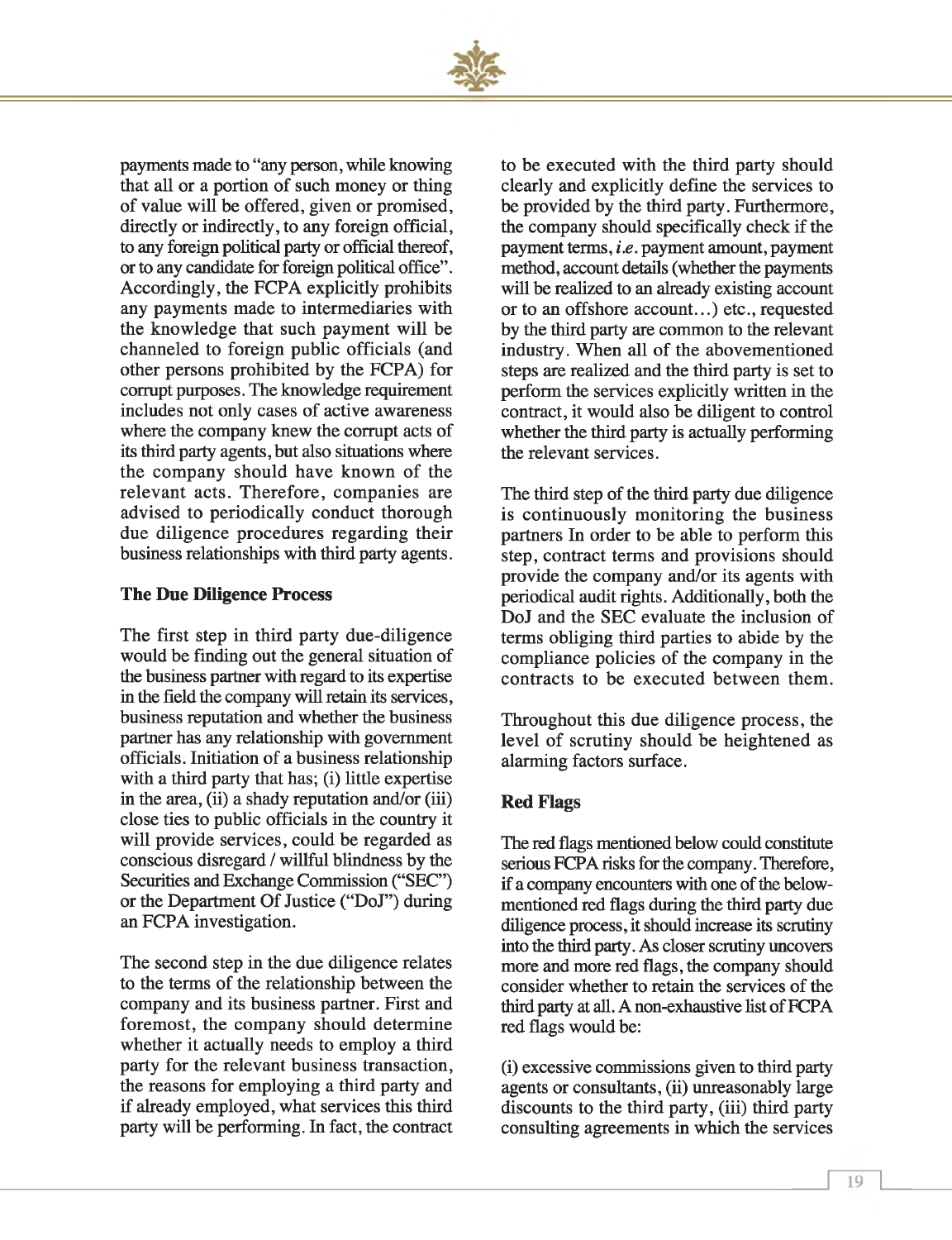payments made to "any person, while knowing that all or a portion of such money or thing of value will be offered, given or promised, directly or indirectly, to any foreign official, to any foreign political party or official thereof, or to any candidate for foreign political office". Accordingly, the FCPA explicitly prohibits any payments made to intermediaries with the knowledge that such payment will be channeled to foreign public officials (and other persons prohibited by the FCPA) for corrupt purposes. The knowledge requirement includes not only cases of active awareness where the company knew the corrupt acts of its third party agents, but also situations where the company should have known of the relevant acts. Therefore, companies are advised to periodically conduct thorough due diligence procedures regarding their business relationships with third party agents.

### The Due Diligence Process

The first step in third party due-diligence would be finding out the general situation of the business partner with regard to its expertise in the field the company will retain its services, business reputation and whether the business partner has any relationship with government officials. Initiation of a business relationship with a third party that has; (i) little expertise in the area, (ii) a shady reputation and/or (iii) close ties to public officials in the country it will provide services, could be regarded as conscious disregard / willful blindness by the Securities and Exchange Commission ("SEC") or the Department Of Justice ("DoJ") during an FCPA investigation.

The second step in the due diligence relates to the terms of the relationship between the company and its business partner. First and foremost, the company should determine whether it actually needs to employ a third party for the relevant business transaction, the reasons for employing a third party and if already employed, what services this third party will be performing. In fact, the contract to be executed with the third party should clearly and explicitly define the services to be provided by the third party. Furthermore, the company should specifically check if the payment terms, *i.e.* payment amount, payment method, account details (whether the payments will be realized to an already existing account or to an offshore account…) etc., requested by the third party are common to the relevant industry. When all of the abovementioned steps are realized and the third party is set to perform the services explicitly written in the contract, it would also be diligent to control whether the third party is actually performing the relevant services.

The third step of the third party due diligence is continuously monitoring the business partners In order to be able to perform this step, contract terms and provisions should provide the company and/or its agents with periodical audit rights. Additionally, both the DoJ and the SEC evaluate the inclusion of terms obliging third parties to abide by the compliance policies of the company in the contracts to be executed between them.

Throughout this due diligence process, the level of scrutiny should be heightened as alarming factors surface.

### Red Flags

The red flags mentioned below could constitute serious FCPA risks for the company. Therefore, if a company encounters with one of the below-mentioned red flags during the third party due diligence process, it should increase its scrutiny into the third party. As closer scrutiny uncovers more and more red flags, the company should consider whether to retain the services of the third party at all. A non-exhaustive list of FCPA red flags would be:

(i) excessive commissions given to third party agents or consultants, (ii) unreasonably large discounts to the third party, (iii) third party consulting agreements in which the services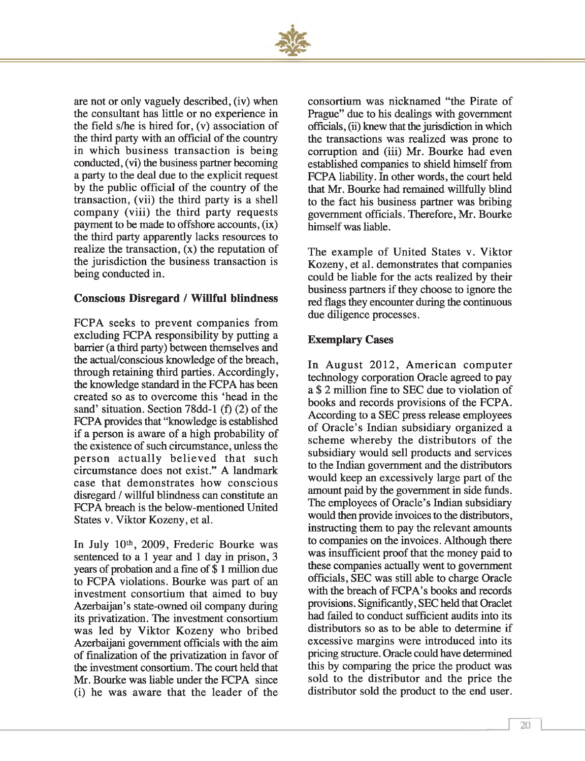are not or only vaguely described, (iv) when the consultant has little or no experience in the field s/he is hired for, (v) association of the third party with an official of the country in which business transaction is being conducted, (vi) the business partner becoming a party to the deal due to the explicit request by the public official of the country of the transaction, (vii) the third party is a shell company (viii) the third party requests payment to be made to offshore accounts, (ix) the third party apparently lacks resources to realize the transaction, (x) the reputation of the jurisdiction the business transaction is being conducted in.

**Conscious Disregard / Willful blindness**

FCPA seeks to prevent companies from excluding FCPA responsibility by putting a barrier (a third party) between themselves and the actual/conscious knowledge of the breach, through retaining third parties. Accordingly, the knowledge standard in the FCPA has been created so as to overcome this 'head in the sand' situation. Section 78dd-1 (f) (2) of the FCPA provides that "knowledge is established if a person is aware of a high probability of the existence of such circumstance, unless the person actually believed that such circumstance does not exist." A landmark case that demonstrates how conscious disregard / willful blindness can constitute an FCPA breach is the below-mentioned United States v. Viktor Kozeny, et al.

In July 10th, 2009, Frederic Bourke was sentenced to a 1 year and 1 day in prison, 3 years of probation and a fine of $ 1 million due to FCPA violations. Bourke was part of an investment consortium that aimed to buy Azerbaijan's state-owned oil company during its privatization. The investment consortium was led by Viktor Kozeny who bribed Azerbaijani government officials with the aim of finalization of the privatization in favor of the investment consortium. The court held that Mr. Bourke was liable under the FCPA since (i) he was aware that the leader of the consortium was nicknamed "the Pirate of Prague" due to his dealings with government officials, (ii) knew that the jurisdiction in which the transactions was realized was prone to corruption and (iii) Mr. Bourke had even established companies to shield himself from FCPA liability. In other words, the court held that Mr. Bourke had remained willfully blind to the fact his business partner was bribing government officials. Therefore, Mr. Bourke himself was liable.

The example of United States v. Viktor Kozeny, et al. demonstrates that companies could be liable for the acts realized by their business partners if they choose to ignore the red flags they encounter during the continuous due diligence processes.

**Exemplary Cases**

In August 2012, American computer technology corporation Oracle agreed to pay a $ 2 million fine to SEC due to violation of books and records provisions of the FCPA. According to a SEC press release employees of Oracle's Indian subsidiary organized a scheme whereby the distributors of the subsidiary would sell products and services to the Indian government and the distributors would keep an excessively large part of the amount paid by the government in side funds. The employees of Oracle's Indian subsidiary would then provide invoices to the distributors, instructing them to pay the relevant amounts to companies on the invoices. Although there was insufficient proof that the money paid to these companies actually went to government officials, SEC was still able to charge Oracle with the breach of FCPA's books and records provisions. Significantly, SEC held that Oraclet had failed to conduct sufficient audits into its distributors so as to be able to determine if excessive margins were introduced into its pricing structure. Oracle could have determined this by comparing the price the product was sold to the distributor and the price the distributor sold the product to the end user.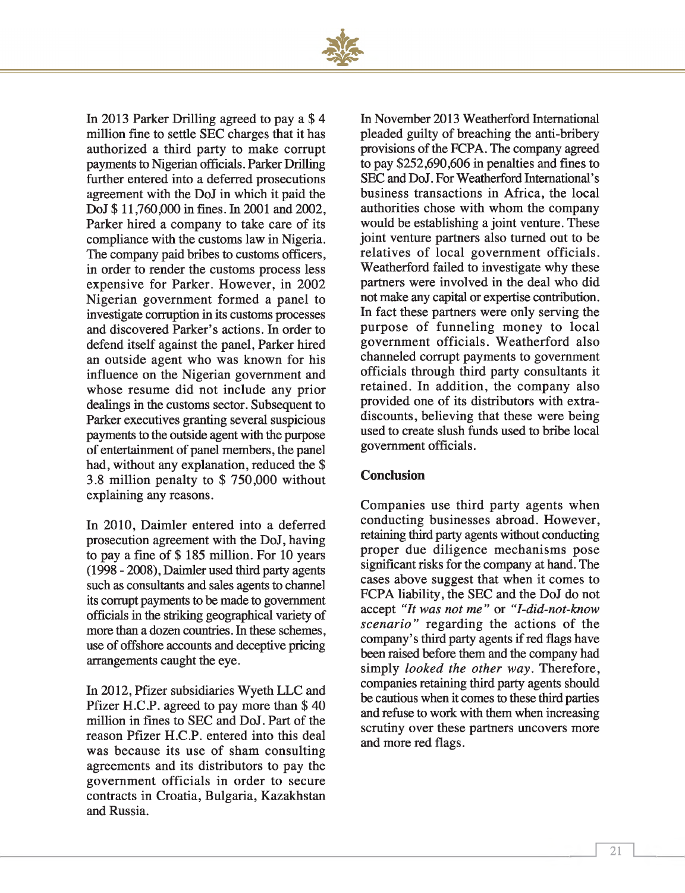In 2013 Parker Drilling agreed to pay a $ 4 million fine to settle SEC charges that it has authorized a third party to make corrupt payments to Nigerian officials. Parker Drilling further entered into a deferred prosecutions agreement with the DoJ in which it paid the DoJ $ 11,760,000 in fines. In 2001 and 2002, Parker hired a company to take care of its compliance with the customs law in Nigeria. The company paid bribes to customs officers, in order to render the customs process less expensive for Parker. However, in 2002 Nigerian government formed a panel to investigate corruption in its customs processes and discovered Parker's actions. In order to defend itself against the panel, Parker hired an outside agent who was known for his influence on the Nigerian government and whose resume did not include any prior dealings in the customs sector. Subsequent to Parker executives granting several suspicious payments to the outside agent with the purpose of entertainment of panel members, the panel had, without any explanation, reduced the $ 3.8 million penalty to $ 750,000 without explaining any reasons.

In 2010, Daimler entered into a deferred prosecution agreement with the DoJ, having to pay a fine of $ 185 million. For 10 years (1998 - 2008), Daimler used third party agents such as consultants and sales agents to channel its corrupt payments to be made to government officials in the striking geographical variety of more than a dozen countries. In these schemes, use of offshore accounts and deceptive pricing arrangements caught the eye.

In 2012, Pfizer subsidiaries Wyeth LLC and Pfizer H.C.P. agreed to pay more than $ 40 million in fines to SEC and DoJ. Part of the reason Pfizer H.C.P. entered into this deal was because its use of sham consulting agreements and its distributors to pay the government officials in order to secure contracts in Croatia, Bulgaria, Kazakhstan and Russia.

In November 2013 Weatherford International pleaded guilty of breaching the anti-bribery provisions of the FCPA. The company agreed to pay $252,690,606 in penalties and fines to SEC and DoJ. For Weatherford International's business transactions in Africa, the local authorities chose with whom the company would be establishing a joint venture. These joint venture partners also turned out to be relatives of local government officials. Weatherford failed to investigate why these partners were involved in the deal who did not make any capital or expertise contribution. In fact these partners were only serving the purpose of funneling money to local government officials. Weatherford also channeled corrupt payments to government officials through third party consultants it retained. In addition, the company also provided one of its distributors with extra-discounts, believing that these were being used to create slush funds used to bribe local government officials.

## Conclusion

Companies use third party agents when conducting businesses abroad. However, retaining third party agents without conducting proper due diligence mechanisms pose significant risks for the company at hand. The cases above suggest that when it comes to FCPA liability, the SEC and the DoJ do not accept *"It was not me"* or *"I-did-not-know scenario"* regarding the actions of the company's third party agents if red flags have been raised before them and the company had simply *looked the other way*. Therefore, companies retaining third party agents should be cautious when it comes to these third parties and refuse to work with them when increasing scrutiny over these partners uncovers more and more red flags.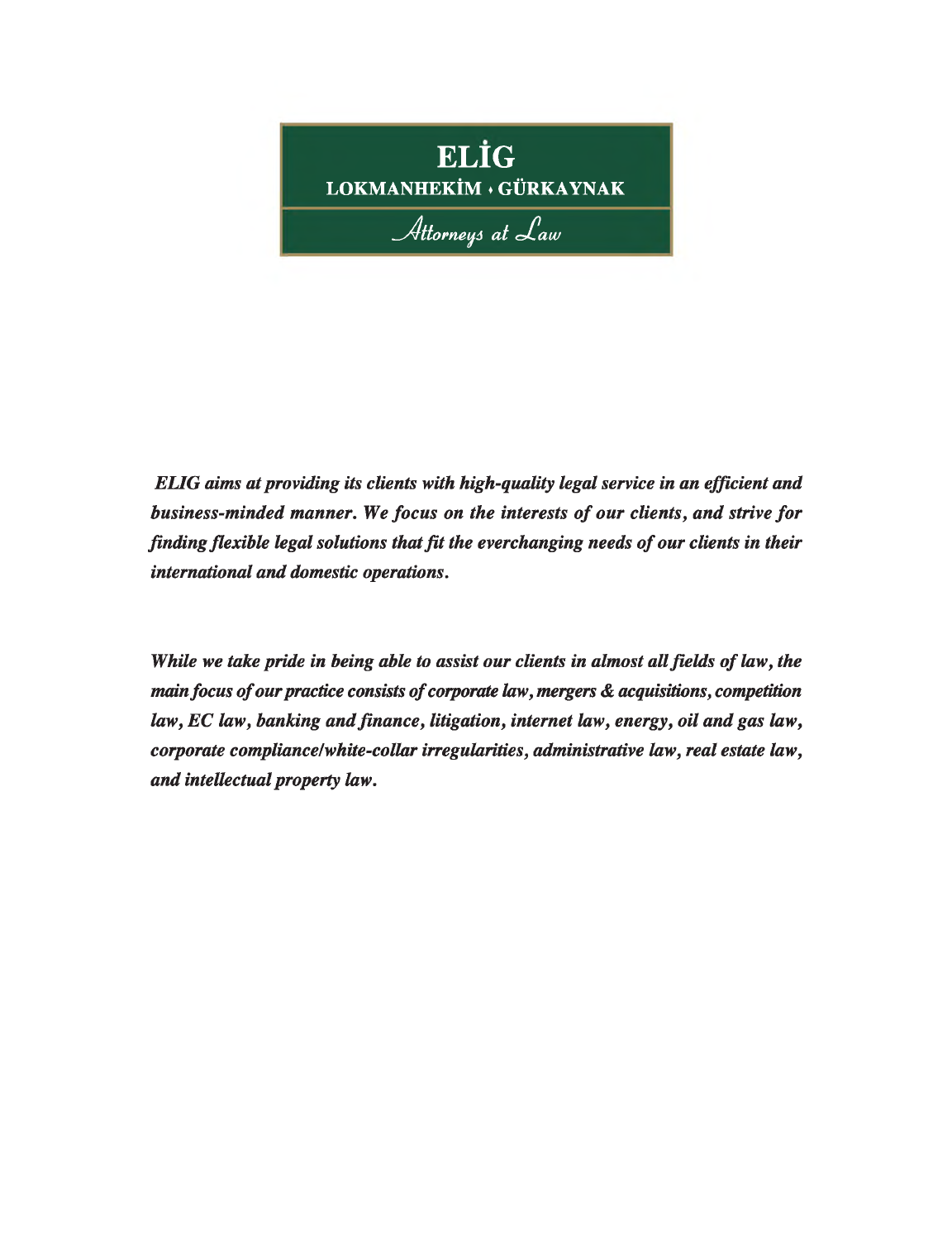**ELİG**

**LOKMANHEKİM • GÜRKAYNAK**

*Attorneys at Law*

***ELIG aims at providing its clients with high-quality legal service in an efficient and business-minded manner. We focus on the interests of our clients, and strive for finding flexible legal solutions that fit the everchanging needs of our clients in their international and domestic operations.***

***While we take pride in being able to assist our clients in almost all fields of law, the main focus of our practice consists of corporate law, mergers & acquisitions, competition law, EC law, banking and finance, litigation, internet law, energy, oil and gas law, corporate compliance/white-collar irregularities, administrative law, real estate law, and intellectual property law.***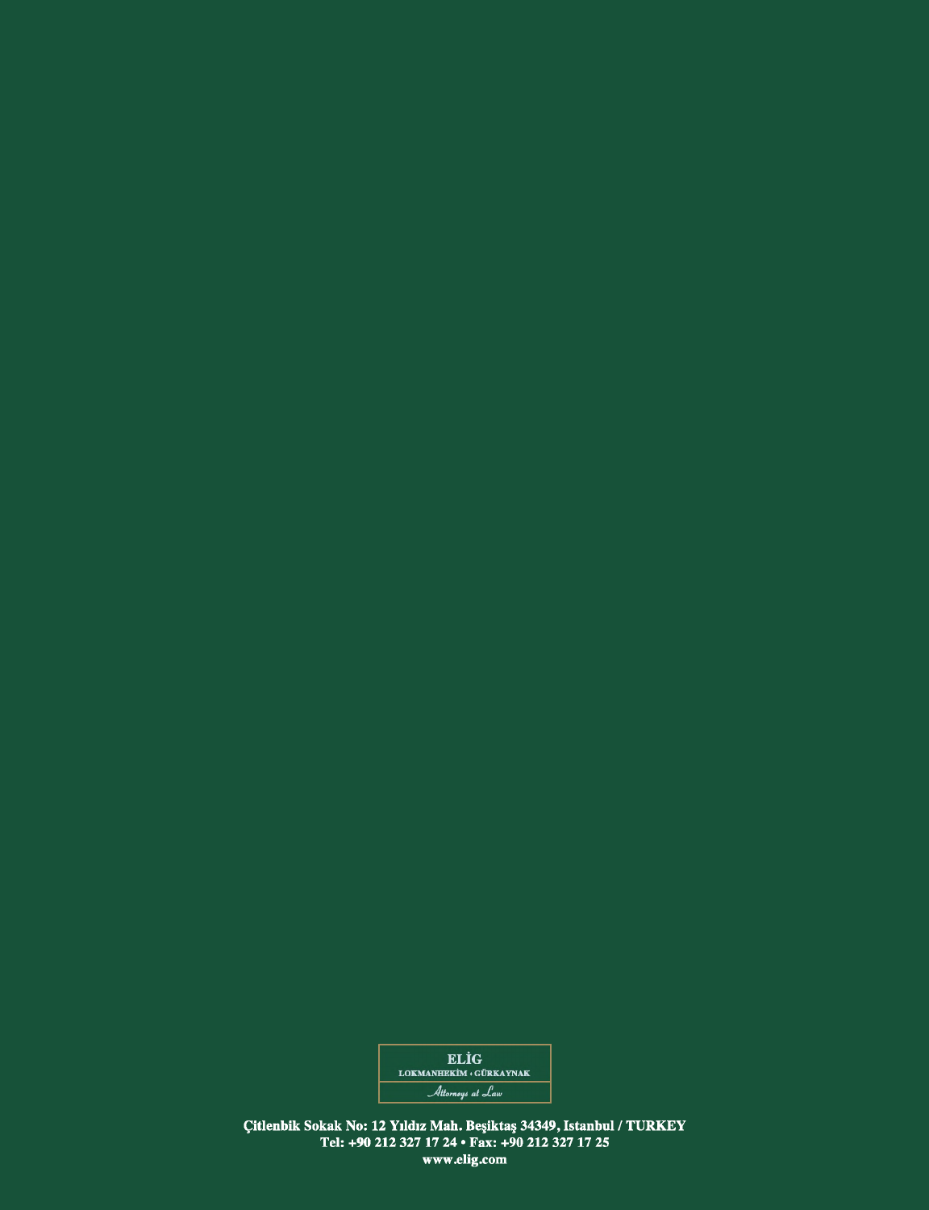ELİG

LOKMANHEKİM · GÜRKAYNAK

*Attorneys at Law*

**Çitlenbik Sokak No: 12 Yıldız Mah. Beşiktaş 34349, Istanbul / TURKEY**
**Tel: +90 212 327 17 24 • Fax: +90 212 327 17 25**
**www.elig.com**